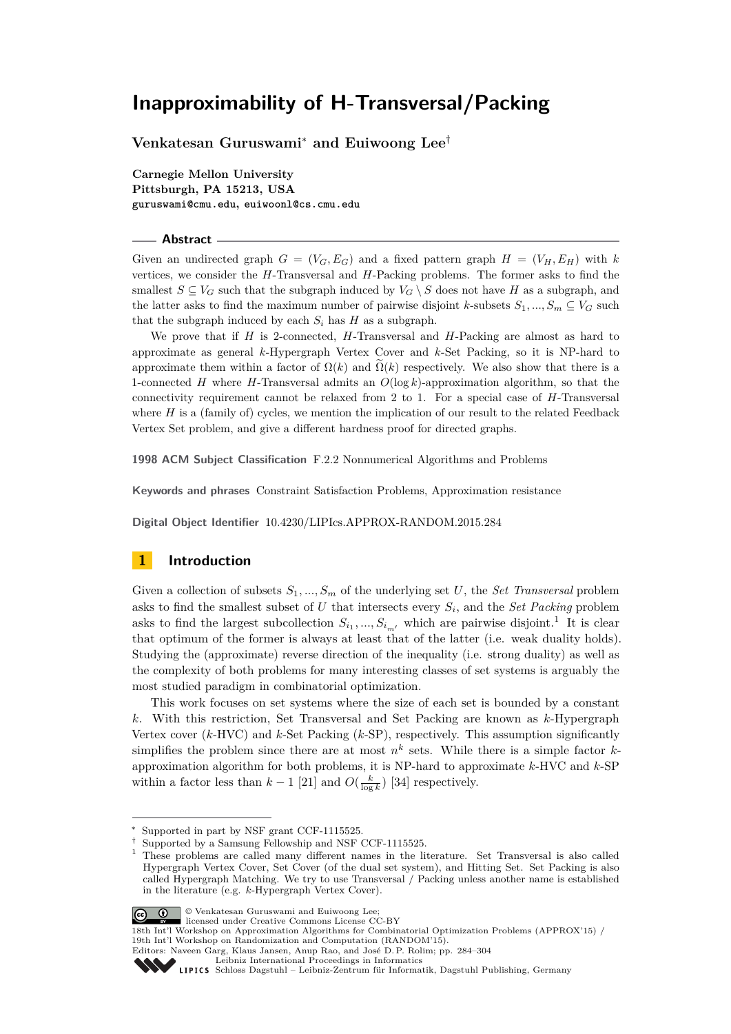# Inapproximability of H-Transversal/Packing

**Venkatesan Guruswami**[*] **and Euiwoong Lee**[†]

**Carnegie Mellon University**
**Pittsburgh, PA 15213, USA**
guruswami@cmu.edu, euiwoonl@cs.cmu.edu

## Abstract

Given an undirected graph $G = (V_G, E_G)$ and a fixed pattern graph $H = (V_H, E_H)$ with $k$ vertices, we consider the $H$-Transversal and $H$-Packing problems. The former asks to find the smallest $S \subseteq V_G$ such that the subgraph induced by $V_G \setminus S$ does not have $H$ as a subgraph, and the latter asks to find the maximum number of pairwise disjoint $k$-subsets $S_1, ..., S_m \subseteq V_G$ such that the subgraph induced by each $S_i$ has $H$ as a subgraph.

We prove that if $H$ is 2-connected, $H$-Transversal and $H$-Packing are almost as hard to approximate as general $k$-Hypergraph Vertex Cover and $k$-Set Packing, so it is NP-hard to approximate them within a factor of $\Omega(k)$ and $\widetilde{\Omega}(k)$ respectively. We also show that there is a 1-connected $H$ where $H$-Transversal admits an $O(\log k)$-approximation algorithm, so that the connectivity requirement cannot be relaxed from 2 to 1. For a special case of $H$-Transversal where $H$ is a (family of) cycles, we mention the implication of our result to the related Feedback Vertex Set problem, and give a different hardness proof for directed graphs.

**1998 ACM Subject Classification** F.2.2 Nonnumerical Algorithms and Problems

**Keywords and phrases** Constraint Satisfaction Problems, Approximation resistance

**Digital Object Identifier** 10.4230/LIPIcs.APPROX-RANDOM.2015.284

## 1 Introduction

Given a collection of subsets $S_1, ..., S_m$ of the underlying set $U$, the *Set Transversal* problem asks to find the smallest subset of $U$ that intersects every $S_i$, and the *Set Packing* problem asks to find the largest subcollection $S_{i_1}, ..., S_{i_{m'}}$ which are pairwise disjoint.[1] It is clear that optimum of the former is always at least that of the latter (i.e. weak duality holds). Studying the (approximate) reverse direction of the inequality (i.e. strong duality) as well as the complexity of both problems for many interesting classes of set systems is arguably the most studied paradigm in combinatorial optimization.

This work focuses on set systems where the size of each set is bounded by a constant $k$. With this restriction, Set Transversal and Set Packing are known as $k$-Hypergraph Vertex cover ($k$-HVC) and $k$-Set Packing ($k$-SP), respectively. This assumption significantly simplifies the problem since there are at most $n^k$ sets. While there is a simple factor $k$-approximation algorithm for both problems, it is NP-hard to approximate $k$-HVC and $k$-SP within a factor less than $k - 1$ [21] and $O(\frac{k}{\log k})$ [34] respectively.

---

[*] Supported in part by NSF grant CCF-1115525.
[†] Supported by a Samsung Fellowship and NSF CCF-1115525.
[1] These problems are called many different names in the literature. Set Transversal is also called Hypergraph Vertex Cover, Set Cover (of the dual set system), and Hitting Set. Set Packing is also called Hypergraph Matching. We try to use Transversal / Packing unless another name is established in the literature (e.g. $k$-Hypergraph Vertex Cover).

© Venkatesan Guruswami and Euiwoong Lee;
licensed under Creative Commons License CC-BY
18th Int'l Workshop on Approximation Algorithms for Combinatorial Optimization Problems (APPROX'15) / 19th Int'l Workshop on Randomization and Computation (RANDOM'15).
Editors: Naveen Garg, Klaus Jansen, Anup Rao, and José D. P. Rolim; pp. 284–304
Leibniz International Proceedings in Informatics
Schloss Dagstuhl – Leibniz-Zentrum für Informatik, Dagstuhl Publishing, Germany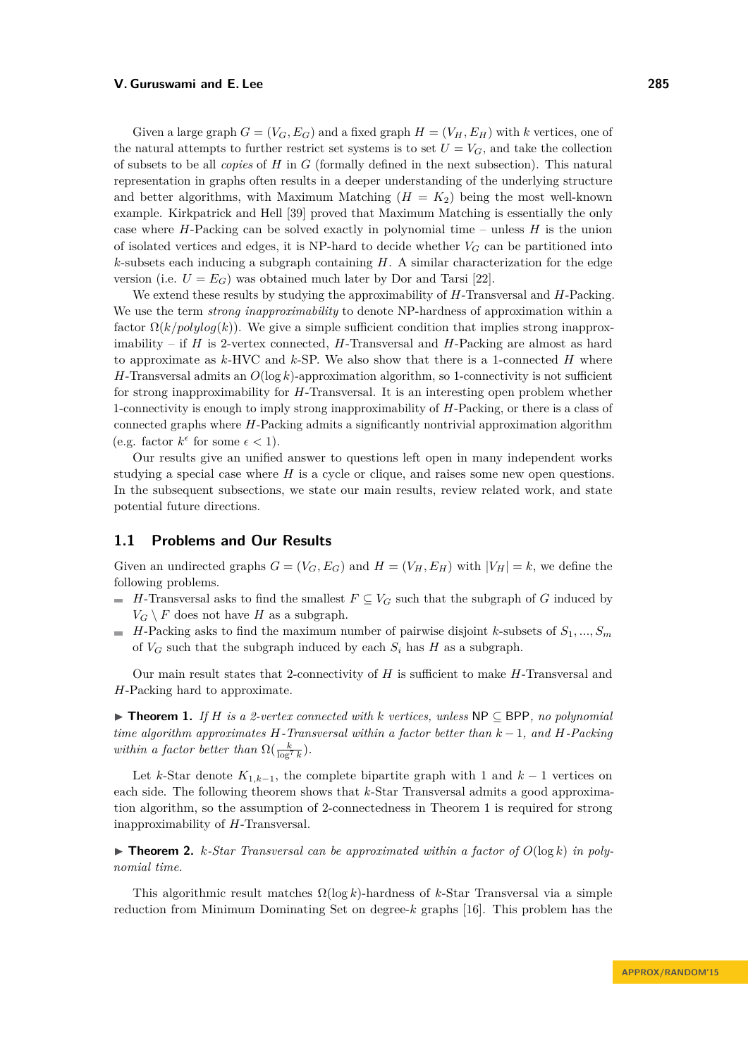Given a large graph $G = (V_G, E_G)$ and a fixed graph $H = (V_H, E_H)$ with $k$ vertices, one of the natural attempts to further restrict set systems is to set $U = V_G$, and take the collection of subsets to be all *copies* of $H$ in $G$ (formally defined in the next subsection). This natural representation in graphs often results in a deeper understanding of the underlying structure and better algorithms, with Maximum Matching ($H = K_2$) being the most well-known example. Kirkpatrick and Hell [39] proved that Maximum Matching is essentially the only case where $H$-Packing can be solved exactly in polynomial time – unless $H$ is the union of isolated vertices and edges, it is NP-hard to decide whether $V_G$ can be partitioned into $k$-subsets each inducing a subgraph containing $H$. A similar characterization for the edge version (i.e. $U = E_G$) was obtained much later by Dor and Tarsi [22].

We extend these results by studying the approximability of $H$-Transversal and $H$-Packing. We use the term *strong inapproximability* to denote NP-hardness of approximation within a factor $\Omega(k/polylog(k))$. We give a simple sufficient condition that implies strong inapproximability – if $H$ is 2-vertex connected, $H$-Transversal and $H$-Packing are almost as hard to approximate as $k$-HVC and $k$-SP. We also show that there is a 1-connected $H$ where $H$-Transversal admits an $O(\log k)$-approximation algorithm, so 1-connectivity is not sufficient for strong inapproximability for $H$-Transversal. It is an interesting open problem whether 1-connectivity is enough to imply strong inapproximability of $H$-Packing, or there is a class of connected graphs where $H$-Packing admits a significantly nontrivial approximation algorithm (e.g. factor $k^\epsilon$ for some $\epsilon < 1$).

Our results give an unified answer to questions left open in many independent works studying a special case where $H$ is a cycle or clique, and raises some new open questions. In the subsequent subsections, we state our main results, review related work, and state potential future directions.

## 1.1 Problems and Our Results

Given an undirected graphs $G = (V_G, E_G)$ and $H = (V_H, E_H)$ with $|V_H| = k$, we define the following problems.

- $H$-Transversal asks to find the smallest $F \subseteq V_G$ such that the subgraph of $G$ induced by $V_G \setminus F$ does not have $H$ as a subgraph.
- $H$-Packing asks to find the maximum number of pairwise disjoint $k$-subsets of $S_1, ..., S_m$ of $V_G$ such that the subgraph induced by each $S_i$ has $H$ as a subgraph.

Our main result states that 2-connectivity of $H$ is sufficient to make $H$-Transversal and $H$-Packing hard to approximate.

▶ **Theorem 1.** *If $H$ is a 2-vertex connected with $k$ vertices, unless* NP $\subseteq$ BPP, *no polynomial time algorithm approximates $H$-Transversal within a factor better than $k - 1$, and $H$-Packing within a factor better than $\Omega(\frac{k}{\log^7 k})$.*

Let $k$-Star denote $K_{1,k-1}$, the complete bipartite graph with 1 and $k - 1$ vertices on each side. The following theorem shows that $k$-Star Transversal admits a good approximation algorithm, so the assumption of 2-connectedness in Theorem 1 is required for strong inapproximability of $H$-Transversal.

▶ **Theorem 2.** *$k$-Star Transversal can be approximated within a factor of $O(\log k)$ in polynomial time.*

This algorithmic result matches $\Omega(\log k)$-hardness of $k$-Star Transversal via a simple reduction from Minimum Dominating Set on degree-$k$ graphs [16]. This problem has the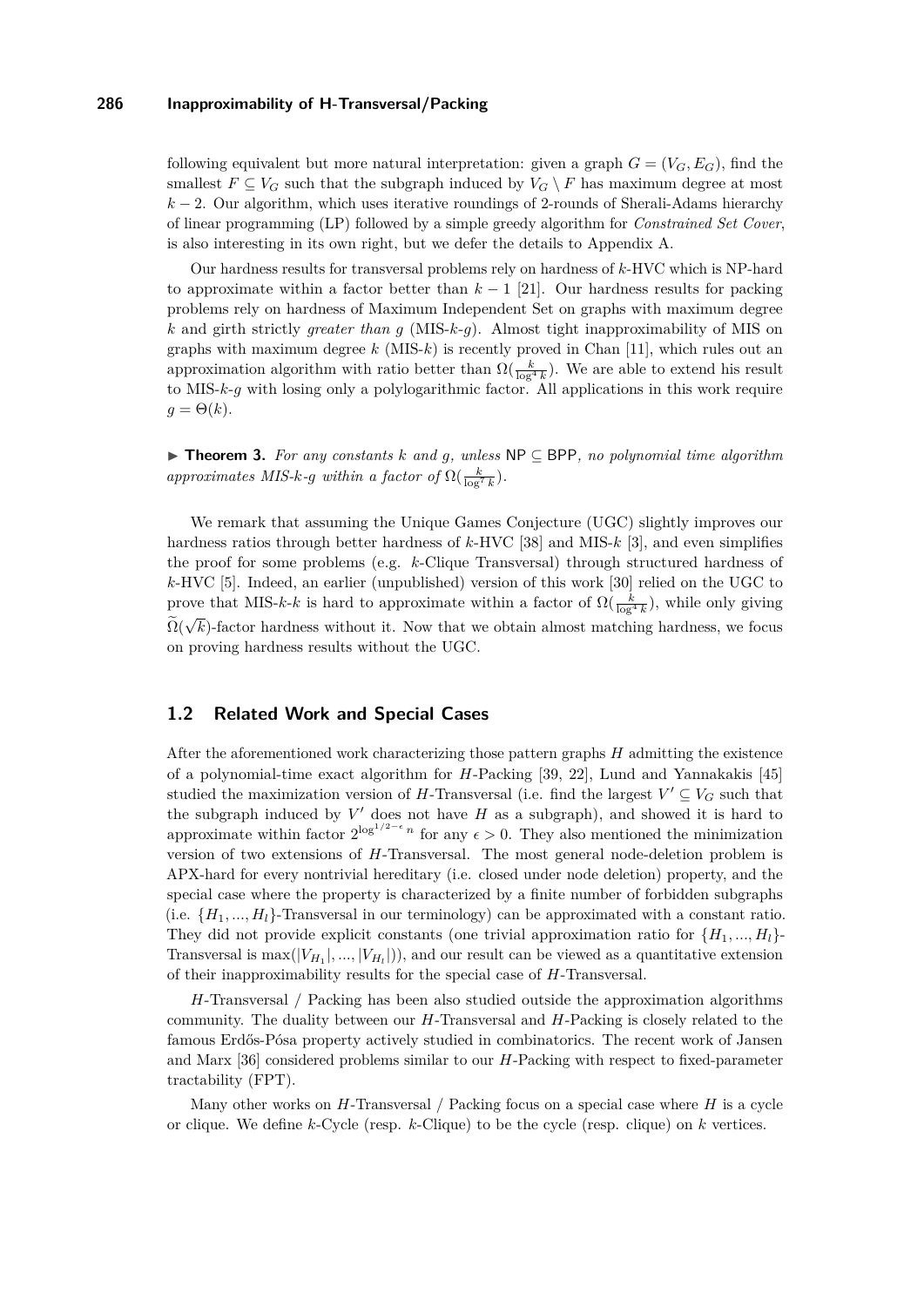following equivalent but more natural interpretation: given a graph $G = (V_G, E_G)$, find the smallest $F \subseteq V_G$ such that the subgraph induced by $V_G \setminus F$ has maximum degree at most $k-2$. Our algorithm, which uses iterative roundings of 2-rounds of Sherali-Adams hierarchy of linear programming (LP) followed by a simple greedy algorithm for *Constrained Set Cover*, is also interesting in its own right, but we defer the details to Appendix A.

Our hardness results for transversal problems rely on hardness of $k$-HVC which is NP-hard to approximate within a factor better than $k-1$ [21]. Our hardness results for packing problems rely on hardness of Maximum Independent Set on graphs with maximum degree $k$ and girth strictly *greater than* $g$ (MIS-$k$-$g$). Almost tight inapproximability of MIS on graphs with maximum degree $k$ (MIS-$k$) is recently proved in Chan [11], which rules out an approximation algorithm with ratio better than $\Omega(\frac{k}{\log^4 k})$. We are able to extend his result to MIS-$k$-$g$ with losing only a polylogarithmic factor. All applications in this work require $g = \Theta(k)$.

▶ **Theorem 3.** *For any constants $k$ and $g$, unless $\mathsf{NP} \subseteq \mathsf{BPP}$, no polynomial time algorithm approximates MIS-$k$-$g$ within a factor of $\Omega(\frac{k}{\log^7 k})$.*

We remark that assuming the Unique Games Conjecture (UGC) slightly improves our hardness ratios through better hardness of $k$-HVC [38] and MIS-$k$ [3], and even simplifies the proof for some problems (e.g. $k$-Clique Transversal) through structured hardness of $k$-HVC [5]. Indeed, an earlier (unpublished) version of this work [30] relied on the UGC to prove that MIS-$k$-$k$ is hard to approximate within a factor of $\Omega(\frac{k}{\log^4 k})$, while only giving $\widetilde{\Omega}(\sqrt{k})$-factor hardness without it. Now that we obtain almost matching hardness, we focus on proving hardness results without the UGC.

## 1.2 Related Work and Special Cases

After the aforementioned work characterizing those pattern graphs $H$ admitting the existence of a polynomial-time exact algorithm for $H$-Packing [39, 22], Lund and Yannakakis [45] studied the maximization version of $H$-Transversal (i.e. find the largest $V' \subseteq V_G$ such that the subgraph induced by $V'$ does not have $H$ as a subgraph), and showed it is hard to approximate within factor $2^{\log^{1/2-\epsilon} n}$ for any $\epsilon > 0$. They also mentioned the minimization version of two extensions of $H$-Transversal. The most general node-deletion problem is APX-hard for every nontrivial hereditary (i.e. closed under node deletion) property, and the special case where the property is characterized by a finite number of forbidden subgraphs (i.e. $\{H_1, ..., H_l\}$-Transversal in our terminology) can be approximated with a constant ratio. They did not provide explicit constants (one trivial approximation ratio for $\{H_1, ..., H_l\}$-Transversal is $\max(|V_{H_1}|, ..., |V_{H_l}|)$), and our result can be viewed as a quantitative extension of their inapproximability results for the special case of $H$-Transversal.

$H$-Transversal / Packing has been also studied outside the approximation algorithms community. The duality between our $H$-Transversal and $H$-Packing is closely related to the famous Erdős-Pósa property actively studied in combinatorics. The recent work of Jansen and Marx [36] considered problems similar to our $H$-Packing with respect to fixed-parameter tractability (FPT).

Many other works on $H$-Transversal / Packing focus on a special case where $H$ is a cycle or clique. We define $k$-Cycle (resp. $k$-Clique) to be the cycle (resp. clique) on $k$ vertices.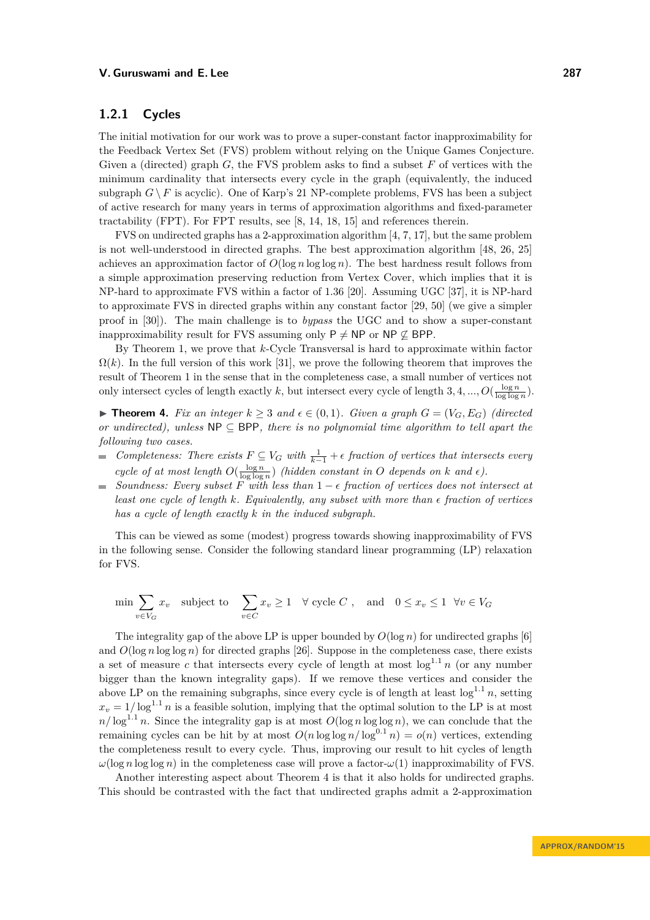### 1.2.1 Cycles

The initial motivation for our work was to prove a super-constant factor inapproximability for the Feedback Vertex Set (FVS) problem without relying on the Unique Games Conjecture. Given a (directed) graph $G$, the FVS problem asks to find a subset $F$ of vertices with the minimum cardinality that intersects every cycle in the graph (equivalently, the induced subgraph $G \setminus F$ is acyclic). One of Karp's 21 NP-complete problems, FVS has been a subject of active research for many years in terms of approximation algorithms and fixed-parameter tractability (FPT). For FPT results, see [8, 14, 18, 15] and references therein.

FVS on undirected graphs has a 2-approximation algorithm [4, 7, 17], but the same problem is not well-understood in directed graphs. The best approximation algorithm [48, 26, 25] achieves an approximation factor of $O(\log n \log \log n)$. The best hardness result follows from a simple approximation preserving reduction from Vertex Cover, which implies that it is NP-hard to approximate FVS within a factor of 1.36 [20]. Assuming UGC [37], it is NP-hard to approximate FVS in directed graphs within any constant factor [29, 50] (we give a simpler proof in [30]). The main challenge is to *bypass* the UGC and to show a super-constant inapproximability result for FVS assuming only $\mathsf{P} \neq \mathsf{NP}$ or $\mathsf{NP} \not\subseteq \mathsf{BPP}$.

By Theorem 1, we prove that $k$-Cycle Transversal is hard to approximate within factor $\Omega(k)$. In the full version of this work [31], we prove the following theorem that improves the result of Theorem 1 in the sense that in the completeness case, a small number of vertices not only intersect cycles of length exactly $k$, but intersect every cycle of length $3, 4, ..., O(\frac{\log n}{\log \log n})$.

▶ **Theorem 4.** *Fix an integer $k \geq 3$ and $\epsilon \in (0, 1)$. Given a graph $G = (V_G, E_G)$ (directed or undirected), unless $\mathsf{NP} \subseteq \mathsf{BPP}$, there is no polynomial time algorithm to tell apart the following two cases.*

- *Completeness: There exists $F \subseteq V_G$ with $\frac{1}{k-1} + \epsilon$ fraction of vertices that intersects every cycle of at most length $O(\frac{\log n}{\log \log n})$ (hidden constant in $O$ depends on $k$ and $\epsilon$).*
- *Soundness: Every subset $F$ with less than $1 - \epsilon$ fraction of vertices does not intersect at least one cycle of length $k$. Equivalently, any subset with more than $\epsilon$ fraction of vertices has a cycle of length exactly $k$ in the induced subgraph.*

This can be viewed as some (modest) progress towards showing inapproximability of FVS in the following sense. Consider the following standard linear programming (LP) relaxation for FVS.

$$\min \sum_{v \in V_G} x_v \quad \text{subject to} \quad \sum_{v \in C} x_v \geq 1 \quad \forall \text{ cycle } C \ , \quad \text{and} \quad 0 \leq x_v \leq 1 \quad \forall v \in V_G$$

The integrality gap of the above LP is upper bounded by $O(\log n)$ for undirected graphs [6] and $O(\log n \log \log n)$ for directed graphs [26]. Suppose in the completeness case, there exists a set of measure $c$ that intersects every cycle of length at most $\log^{1.1} n$ (or any number bigger than the known integrality gaps). If we remove these vertices and consider the above LP on the remaining subgraphs, since every cycle is of length at least $\log^{1.1} n$, setting $x_v = 1/\log^{1.1} n$ is a feasible solution, implying that the optimal solution to the LP is at most $n/\log^{1.1} n$. Since the integrality gap is at most $O(\log n \log \log n)$, we can conclude that the remaining cycles can be hit by at most $O(n \log \log n / \log^{0.1} n) = o(n)$ vertices, extending the completeness result to every cycle. Thus, improving our result to hit cycles of length $\omega(\log n \log \log n)$ in the completeness case will prove a factor-$\omega(1)$ inapproximability of FVS.

Another interesting aspect about Theorem 4 is that it also holds for undirected graphs. This should be contrasted with the fact that undirected graphs admit a 2-approximation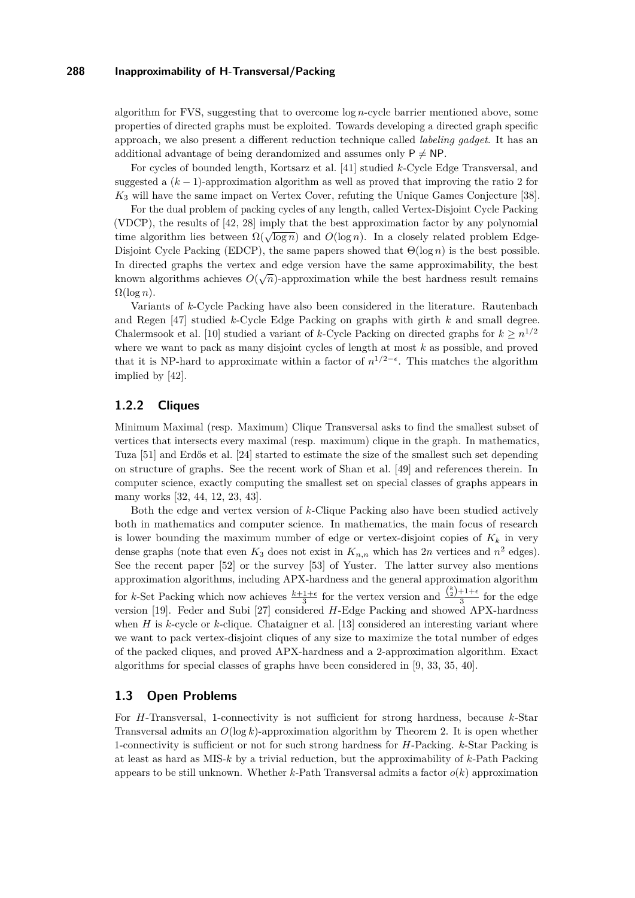algorithm for FVS, suggesting that to overcome $\log n$-cycle barrier mentioned above, some properties of directed graphs must be exploited. Towards developing a directed graph specific approach, we also present a different reduction technique called *labeling gadget*. It has an additional advantage of being derandomized and assumes only $\mathsf{P} \neq \mathsf{NP}$.

For cycles of bounded length, Kortsarz et al. [41] studied $k$-Cycle Edge Transversal, and suggested a $(k-1)$-approximation algorithm as well as proved that improving the ratio 2 for $K_3$ will have the same impact on Vertex Cover, refuting the Unique Games Conjecture [38].

For the dual problem of packing cycles of any length, called Vertex-Disjoint Cycle Packing (VDCP), the results of [42, 28] imply that the best approximation factor by any polynomial time algorithm lies between $\Omega(\sqrt{\log n})$ and $O(\log n)$. In a closely related problem Edge-Disjoint Cycle Packing (EDCP), the same papers showed that $\Theta(\log n)$ is the best possible. In directed graphs the vertex and edge version have the same approximability, the best known algorithms achieves $O(\sqrt{n})$-approximation while the best hardness result remains $\Omega(\log n)$.

Variants of $k$-Cycle Packing have also been considered in the literature. Rautenbach and Regen [47] studied $k$-Cycle Edge Packing on graphs with girth $k$ and small degree. Chalermsook et al. [10] studied a variant of $k$-Cycle Packing on directed graphs for $k \geq n^{1/2}$ where we want to pack as many disjoint cycles of length at most $k$ as possible, and proved that it is NP-hard to approximate within a factor of $n^{1/2-\epsilon}$. This matches the algorithm implied by [42].

### 1.2.2 Cliques

Minimum Maximal (resp. Maximum) Clique Transversal asks to find the smallest subset of vertices that intersects every maximal (resp. maximum) clique in the graph. In mathematics, Tuza [51] and Erdős et al. [24] started to estimate the size of the smallest such set depending on structure of graphs. See the recent work of Shan et al. [49] and references therein. In computer science, exactly computing the smallest set on special classes of graphs appears in many works [32, 44, 12, 23, 43].

Both the edge and vertex version of $k$-Clique Packing also have been studied actively both in mathematics and computer science. In mathematics, the main focus of research is lower bounding the maximum number of edge or vertex-disjoint copies of $K_k$ in very dense graphs (note that even $K_3$ does not exist in $K_{n,n}$ which has $2n$ vertices and $n^2$ edges). See the recent paper [52] or the survey [53] of Yuster. The latter survey also mentions approximation algorithms, including APX-hardness and the general approximation algorithm for $k$-Set Packing which now achieves $\frac{k+1+\epsilon}{3}$ for the vertex version and $\frac{\binom{k}{2}+1+\epsilon}{3}$ for the edge version [19]. Feder and Subi [27] considered $H$-Edge Packing and showed APX-hardness when $H$ is $k$-cycle or $k$-clique. Chataigner et al. [13] considered an interesting variant where we want to pack vertex-disjoint cliques of any size to maximize the total number of edges of the packed cliques, and proved APX-hardness and a 2-approximation algorithm. Exact algorithms for special classes of graphs have been considered in [9, 33, 35, 40].

## 1.3 Open Problems

For $H$-Transversal, 1-connectivity is not sufficient for strong hardness, because $k$-Star Transversal admits an $O(\log k)$-approximation algorithm by Theorem 2. It is open whether 1-connectivity is sufficient or not for such strong hardness for $H$-Packing. $k$-Star Packing is at least as hard as MIS-$k$ by a trivial reduction, but the approximability of $k$-Path Packing appears to be still unknown. Whether $k$-Path Transversal admits a factor $o(k)$ approximation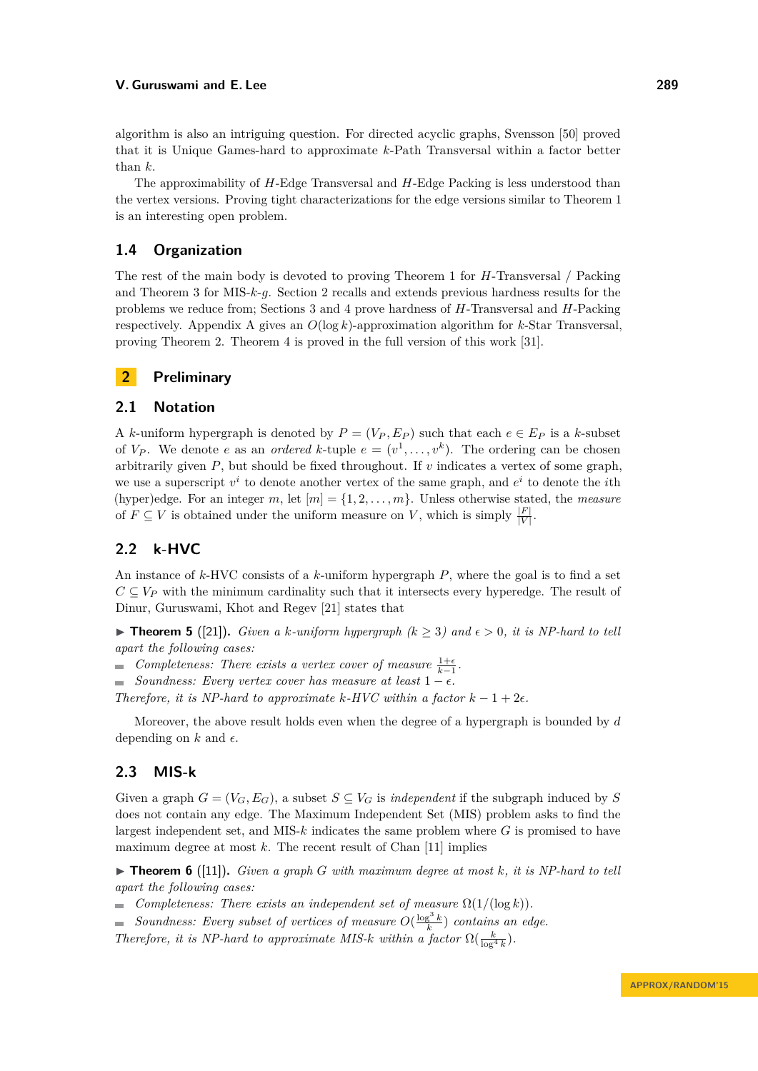algorithm is also an intriguing question. For directed acyclic graphs, Svensson [50] proved that it is Unique Games-hard to approximate $k$-Path Transversal within a factor better than $k$.

The approximability of $H$-Edge Transversal and $H$-Edge Packing is less understood than the vertex versions. Proving tight characterizations for the edge versions similar to Theorem 1 is an interesting open problem.

### 1.4 Organization

The rest of the main body is devoted to proving Theorem 1 for $H$-Transversal / Packing and Theorem 3 for MIS-$k$-$g$. Section 2 recalls and extends previous hardness results for the problems we reduce from; Sections 3 and 4 prove hardness of $H$-Transversal and $H$-Packing respectively. Appendix A gives an $O(\log k)$-approximation algorithm for $k$-Star Transversal, proving Theorem 2. Theorem 4 is proved in the full version of this work [31].

## 2 Preliminary

### 2.1 Notation

A $k$-uniform hypergraph is denoted by $P = (V_P, E_P)$ such that each $e \in E_P$ is a $k$-subset of $V_P$. We denote $e$ as an *ordered* $k$-tuple $e = (v^1, \dots, v^k)$. The ordering can be chosen arbitrarily given $P$, but should be fixed throughout. If $v$ indicates a vertex of some graph, we use a superscript $v^i$ to denote another vertex of the same graph, and $e^i$ to denote the $i$th (hyper)edge. For an integer $m$, let $[m] = \{1, 2, \dots, m\}$. Unless otherwise stated, the *measure* of $F \subseteq V$ is obtained under the uniform measure on $V$, which is simply $\frac{|F|}{|V|}$.

### 2.2 k-HVC

An instance of $k$-HVC consists of a $k$-uniform hypergraph $P$, where the goal is to find a set $C \subseteq V_P$ with the minimum cardinality such that it intersects every hyperedge. The result of Dinur, Guruswami, Khot and Regev [21] states that

▶ **Theorem 5** ([21]). *Given a $k$-uniform hypergraph ($k \geq 3$) and $\epsilon > 0$, it is NP-hard to tell apart the following cases:*

- *Completeness: There exists a vertex cover of measure $\frac{1+\epsilon}{k-1}$.*
- *Soundness: Every vertex cover has measure at least $1 - \epsilon$.*

*Therefore, it is NP-hard to approximate $k$-HVC within a factor $k - 1 + 2\epsilon$.*

Moreover, the above result holds even when the degree of a hypergraph is bounded by $d$ depending on $k$ and $\epsilon$.

### 2.3 MIS-k

Given a graph $G = (V_G, E_G)$, a subset $S \subseteq V_G$ is *independent* if the subgraph induced by $S$ does not contain any edge. The Maximum Independent Set (MIS) problem asks to find the largest independent set, and MIS-$k$ indicates the same problem where $G$ is promised to have maximum degree at most $k$. The recent result of Chan [11] implies

▶ **Theorem 6** ([11]). *Given a graph $G$ with maximum degree at most $k$, it is NP-hard to tell apart the following cases:*

- *Completeness: There exists an independent set of measure $\Omega(1/(\log k))$.*
- *Soundness: Every subset of vertices of measure $O(\frac{\log^3 k}{k})$ contains an edge.*

*Therefore, it is NP-hard to approximate MIS-$k$ within a factor $\Omega(\frac{k}{\log^4 k})$.*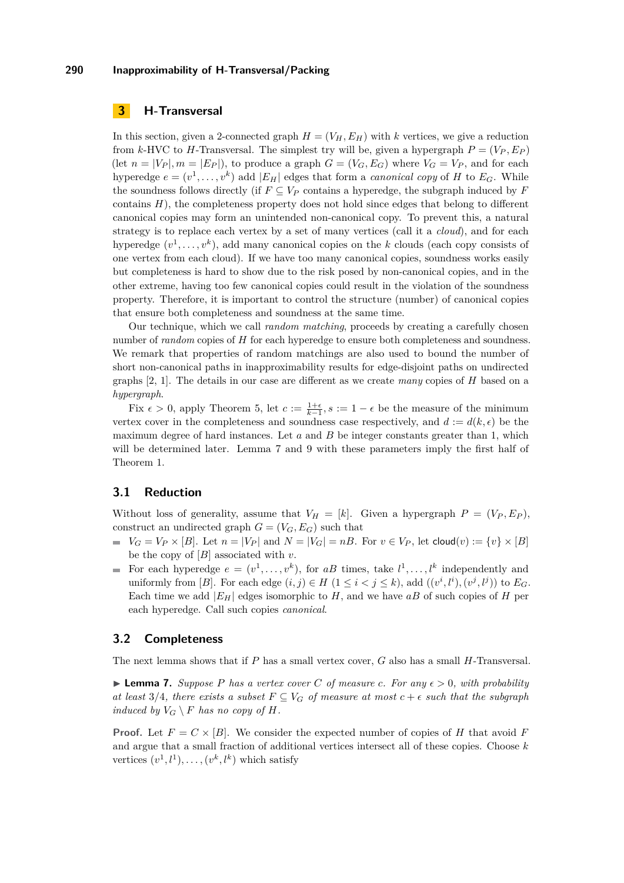## 3 H-Transversal

In this section, given a 2-connected graph $H = (V_H, E_H)$ with $k$ vertices, we give a reduction from $k$-HVC to $H$-Transversal. The simplest try will be, given a hypergraph $P = (V_P, E_P)$ (let $n = |V_P|, m = |E_P|$), to produce a graph $G = (V_G, E_G)$ where $V_G = V_P$, and for each hyperedge $e = (v^1, \ldots, v^k)$ add $|E_H|$ edges that form a *canonical copy* of $H$ to $E_G$. While the soundness follows directly (if $F \subseteq V_P$ contains a hyperedge, the subgraph induced by $F$ contains $H$), the completeness property does not hold since edges that belong to different canonical copies may form an unintended non-canonical copy. To prevent this, a natural strategy is to replace each vertex by a set of many vertices (call it a *cloud*), and for each hyperedge $(v^1, \ldots, v^k)$, add many canonical copies on the $k$ clouds (each copy consists of one vertex from each cloud). If we have too many canonical copies, soundness works easily but completeness is hard to show due to the risk posed by non-canonical copies, and in the other extreme, having too few canonical copies could result in the violation of the soundness property. Therefore, it is important to control the structure (number) of canonical copies that ensure both completeness and soundness at the same time.

Our technique, which we call *random matching*, proceeds by creating a carefully chosen number of *random* copies of $H$ for each hyperedge to ensure both completeness and soundness. We remark that properties of random matchings are also used to bound the number of short non-canonical paths in inapproximability results for edge-disjoint paths on undirected graphs [2, 1]. The details in our case are different as we create *many* copies of $H$ based on a *hypergraph*.

Fix $\epsilon > 0$, apply Theorem 5, let $c := \frac{1+\epsilon}{k-1}, s := 1 - \epsilon$ be the measure of the minimum vertex cover in the completeness and soundness case respectively, and $d := d(k, \epsilon)$ be the maximum degree of hard instances. Let $a$ and $B$ be integer constants greater than 1, which will be determined later. Lemma 7 and 9 with these parameters imply the first half of Theorem 1.

### 3.1 Reduction

Without loss of generality, assume that $V_H = [k]$. Given a hypergraph $P = (V_P, E_P)$, construct an undirected graph $G = (V_G, E_G)$ such that

- $V_G = V_P \times [B]$. Let $n = |V_P|$ and $N = |V_G| = nB$. For $v \in V_P$, let $\mathsf{cloud}(v) := \{v\} \times [B]$ be the copy of $[B]$ associated with $v$.
- For each hyperedge $e = (v^1, \ldots, v^k)$, for $aB$ times, take $l^1, \ldots, l^k$ independently and uniformly from $[B]$. For each edge $(i, j) \in H$ $(1 \leq i < j \leq k)$, add $((v^i, l^i), (v^j, l^j))$ to $E_G$. Each time we add $|E_H|$ edges isomorphic to $H$, and we have $aB$ of such copies of $H$ per each hyperedge. Call such copies *canonical*.

### 3.2 Completeness

The next lemma shows that if $P$ has a small vertex cover, $G$ also has a small $H$-Transversal.

▶ **Lemma 7.** *Suppose $P$ has a vertex cover $C$ of measure $c$. For any $\epsilon > 0$, with probability at least $3/4$, there exists a subset $F \subseteq V_G$ of measure at most $c + \epsilon$ such that the subgraph induced by $V_G \setminus F$ has no copy of $H$.*

**Proof.** Let $F = C \times [B]$. We consider the expected number of copies of $H$ that avoid $F$ and argue that a small fraction of additional vertices intersect all of these copies. Choose $k$ vertices $(v^1, l^1), \ldots, (v^k, l^k)$ which satisfy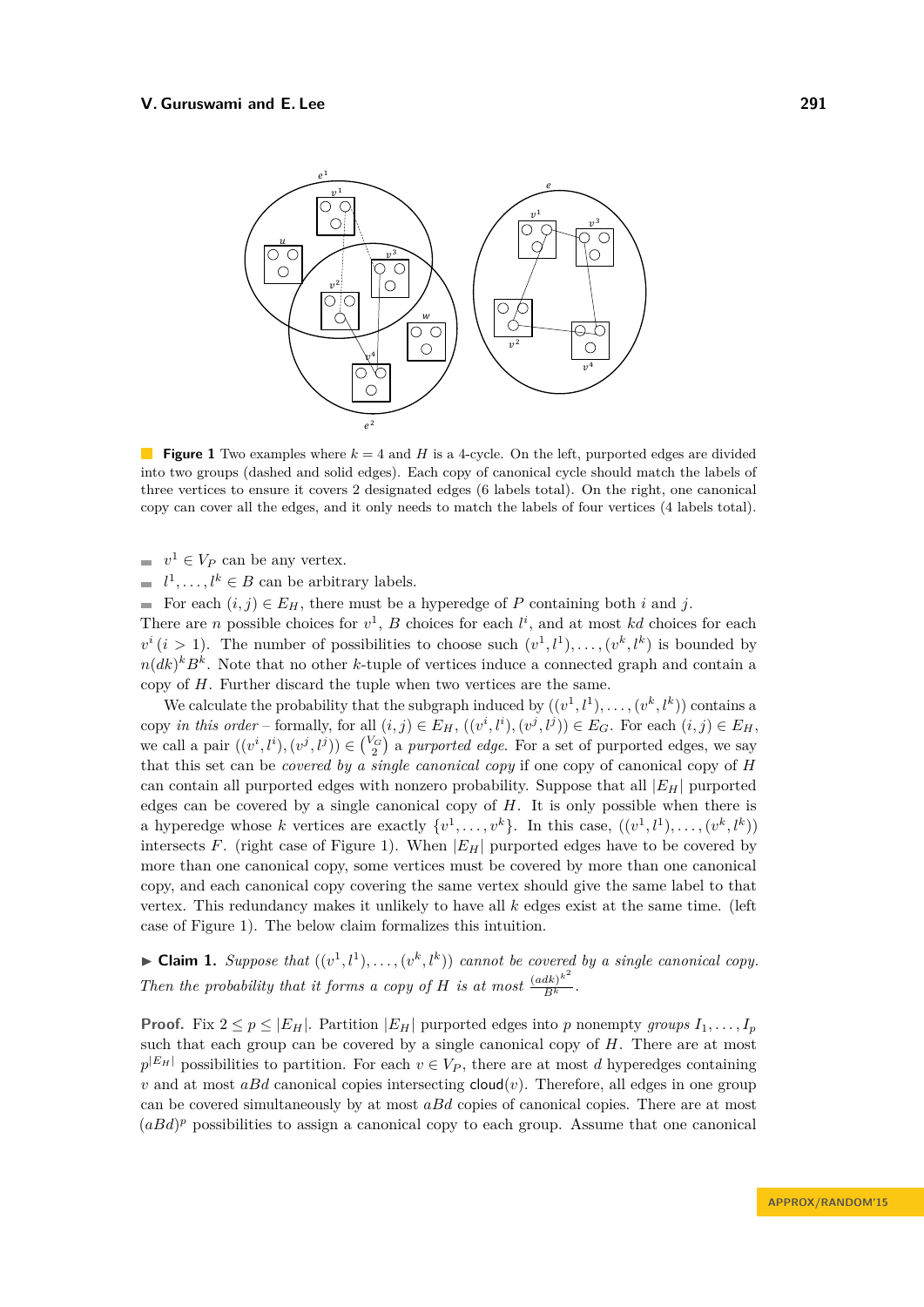**Figure 1** Two examples where $k = 4$ and $H$ is a 4-cycle. On the left, purported edges are divided into two groups (dashed and solid edges). Each copy of canonical cycle should match the labels of three vertices to ensure it covers 2 designated edges (6 labels total). On the right, one canonical copy can cover all the edges, and it only needs to match the labels of four vertices (4 labels total).

- $v^1 \in V_P$ can be any vertex.
- $l^1, \ldots, l^k \in B$ can be arbitrary labels.
- For each $(i, j) \in E_H$, there must be a hyperedge of $P$ containing both $i$ and $j$.

There are $n$ possible choices for $v^1$, $B$ choices for each $l^i$, and at most $kd$ choices for each $v^i$ $(i > 1)$. The number of possibilities to choose such $(v^1, l^1), \ldots, (v^k, l^k)$ is bounded by $n(dk)^k B^k$. Note that no other $k$-tuple of vertices induce a connected graph and contain a copy of $H$. Further discard the tuple when two vertices are the same.

We calculate the probability that the subgraph induced by $((v^1, l^1), \ldots, (v^k, l^k))$ contains a copy *in this order* – formally, for all $(i, j) \in E_H$, $((v^i, l^i), (v^j, l^j)) \in E_G$. For each $(i, j) \in E_H$, we call a pair $((v^i, l^i), (v^j, l^j)) \in \binom{V_G}{2}$ a *purported edge*. For a set of purported edges, we say that this set can be *covered by a single canonical copy* if one copy of canonical copy of $H$ can contain all purported edges with nonzero probability. Suppose that all $|E_H|$ purported edges can be covered by a single canonical copy of $H$. It is only possible when there is a hyperedge whose $k$ vertices are exactly $\{v^1, \ldots, v^k\}$. In this case, $((v^1, l^1), \ldots, (v^k, l^k))$ intersects $F$. (right case of Figure 1). When $|E_H|$ purported edges have to be covered by more than one canonical copy, some vertices must be covered by more than one canonical copy, and each canonical copy covering the same vertex should give the same label to that vertex. This redundancy makes it unlikely to have all $k$ edges exist at the same time. (left case of Figure 1). The below claim formalizes this intuition.

▶ **Claim 1.** *Suppose that $((v^1, l^1), \ldots, (v^k, l^k))$ cannot be covered by a single canonical copy. Then the probability that it forms a copy of $H$ is at most $\frac{(adk)^{k^2}}{B^k}$.*

**Proof.** Fix $2 \le p \le |E_H|$. Partition $|E_H|$ purported edges into $p$ nonempty *groups* $I_1, \ldots, I_p$ such that each group can be covered by a single canonical copy of $H$. There are at most $p^{|E_H|}$ possibilities to partition. For each $v \in V_P$, there are at most $d$ hyperedges containing $v$ and at most $aBd$ canonical copies intersecting $\mathsf{cloud}(v)$. Therefore, all edges in one group can be covered simultaneously by at most $aBd$ copies of canonical copies. There are at most $(aBd)^p$ possibilities to assign a canonical copy to each group. Assume that one canonical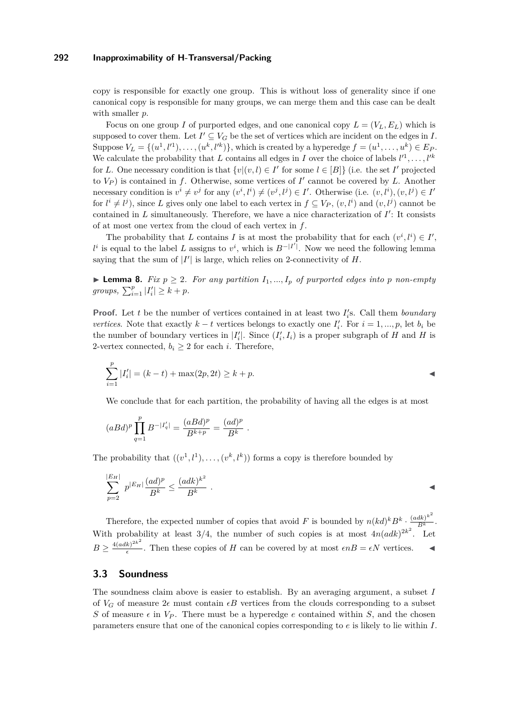copy is responsible for exactly one group. This is without loss of generality since if one canonical copy is responsible for many groups, we can merge them and this case can be dealt with smaller $p$.

Focus on one group $I$ of purported edges, and one canonical copy $L = (V_L, E_L)$ which is supposed to cover them. Let $I' \subseteq V_G$ be the set of vertices which are incident on the edges in $I$. Suppose $V_L = \{(u^1, l'^1), \ldots, (u^k, l'^k)\}$, which is created by a hyperedge $f = (u^1, \ldots, u^k) \in E_P$. We calculate the probability that $L$ contains all edges in $I$ over the choice of labels $l'^1, \ldots, l'^k$ for $L$. One necessary condition is that $\{v | (v, l) \in I'$ for some $l \in [B]\}$ (i.e. the set $I'$ projected to $V_P$) is contained in $f$. Otherwise, some vertices of $I'$ cannot be covered by $L$. Another necessary condition is $v^i \neq v^j$ for any $(v^i, l^i) \neq (v^j, l^j) \in I'$. Otherwise (i.e. $(v, l^i), (v, l^j) \in I'$ for $l^i \neq l^j$), since $L$ gives only one label to each vertex in $f \subseteq V_P$, $(v, l^i)$ and $(v, l^j)$ cannot be contained in $L$ simultaneously. Therefore, we have a nice characterization of $I'$: It consists of at most one vertex from the cloud of each vertex in $f$.

The probability that $L$ contains $I$ is at most the probability that for each $(v^i, l^i) \in I'$, $l^i$ is equal to the label $L$ assigns to $v^i$, which is $B^{-|I'|}$. Now we need the following lemma saying that the sum of $|I'|$ is large, which relies on 2-connectivity of $H$.

▶ **Lemma 8.** *Fix $p \geq 2$. For any partition $I_1, ..., I_p$ of purported edges into $p$ non-empty groups, $\sum_{i=1}^{p} |I'_i| \geq k + p$.*

**Proof.** Let $t$ be the number of vertices contained in at least two $I'_i$s. Call them *boundary vertices*. Note that exactly $k - t$ vertices belongs to exactly one $I'_i$. For $i = 1, ..., p$, let $b_i$ be the number of boundary vertices in $|I'_i|$. Since $(I'_i, I_i)$ is a proper subgraph of $H$ and $H$ is 2-vertex connected, $b_i \geq 2$ for each $i$. Therefore,

$$\sum_{i=1}^{p} |I'_i| = (k - t) + \max(2p, 2t) \geq k + p. \qquad ◀$$

We conclude that for each partition, the probability of having all the edges is at most

$$(aBd)^p \prod_{q=1}^{p} B^{-|I'_q|} = \frac{(aBd)^p}{B^{k+p}} = \frac{(ad)^p}{B^k} \ .$$

The probability that $((v^1, l^1), \ldots, (v^k, l^k))$ forms a copy is therefore bounded by

$$\sum_{p=2}^{|E_H|} p^{|E_H|} \frac{(ad)^p}{B^k} \leq \frac{(adk)^{k^2}}{B^k} \ . \qquad ◀$$

Therefore, the expected number of copies that avoid $F$ is bounded by $n(kd)^k B^k \cdot \frac{(adk)^{k^2}}{B^k}$. With probability at least 3/4, the number of such copies is at most $4n(adk)^{2k^2}$. Let $B \geq \frac{4(adk)^{2k^2}}{\epsilon}$. Then these copies of $H$ can be covered by at most $\epsilon n B = \epsilon N$ vertices. ◀

## 3.3 Soundness

The soundness claim above is easier to establish. By an averaging argument, a subset $I$ of $V_G$ of measure $2\epsilon$ must contain $\epsilon B$ vertices from the clouds corresponding to a subset $S$ of measure $\epsilon$ in $V_P$. There must be a hyperedge $e$ contained within $S$, and the chosen parameters ensure that one of the canonical copies corresponding to $e$ is likely to lie within $I$.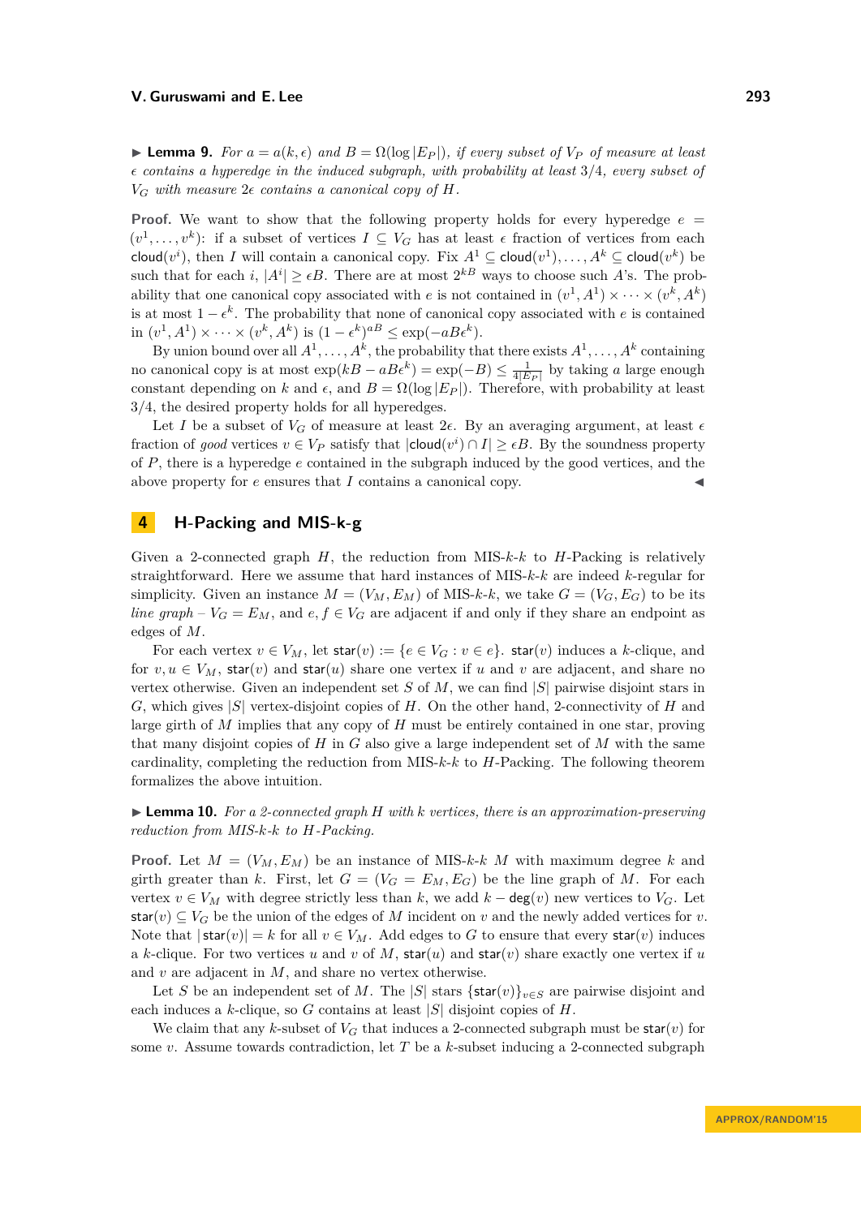▶ **Lemma 9.** *For $a = a(k, \epsilon)$ and $B = \Omega(\log |E_P|)$, if every subset of $V_P$ of measure at least $\epsilon$ contains a hyperedge in the induced subgraph, with probability at least $3/4$, every subset of $V_G$ with measure $2\epsilon$ contains a canonical copy of $H$.*

**Proof.** We want to show that the following property holds for every hyperedge $e = (v^1, \ldots, v^k)$: if a subset of vertices $I \subseteq V_G$ has at least $\epsilon$ fraction of vertices from each $\mathsf{cloud}(v^i)$, then $I$ will contain a canonical copy. Fix $A^1 \subseteq \mathsf{cloud}(v^1), \ldots, A^k \subseteq \mathsf{cloud}(v^k)$ be such that for each $i$, $|A^i| \geq \epsilon B$. There are at most $2^{kB}$ ways to choose such $A$'s. The probability that one canonical copy associated with $e$ is not contained in $(v^1, A^1) \times \cdots \times (v^k, A^k)$ is at most $1 - \epsilon^k$. The probability that none of canonical copy associated with $e$ is contained in $(v^1, A^1) \times \cdots \times (v^k, A^k)$ is $(1 - \epsilon^k)^{aB} \leq \exp(-aB\epsilon^k)$.

By union bound over all $A^1, \ldots, A^k$, the probability that there exists $A^1, \ldots, A^k$ containing no canonical copy is at most $\exp(kB - aB\epsilon^k) = \exp(-B) \leq \frac{1}{4|E_P|}$ by taking $a$ large enough constant depending on $k$ and $\epsilon$, and $B = \Omega(\log |E_P|)$. Therefore, with probability at least $3/4$, the desired property holds for all hyperedges.

Let $I$ be a subset of $V_G$ of measure at least $2\epsilon$. By an averaging argument, at least $\epsilon$ fraction of *good* vertices $v \in V_P$ satisfy that $|\mathsf{cloud}(v^i) \cap I| \geq \epsilon B$. By the soundness property of $P$, there is a hyperedge $e$ contained in the subgraph induced by the good vertices, and the above property for $e$ ensures that $I$ contains a canonical copy. ◀

## 4 H-Packing and MIS-k-g

Given a 2-connected graph $H$, the reduction from MIS-$k$-$k$ to $H$-Packing is relatively straightforward. Here we assume that hard instances of MIS-$k$-$k$ are indeed $k$-regular for simplicity. Given an instance $M = (V_M, E_M)$ of MIS-$k$-$k$, we take $G = (V_G, E_G)$ to be its *line graph* – $V_G = E_M$, and $e, f \in V_G$ are adjacent if and only if they share an endpoint as edges of $M$.

For each vertex $v \in V_M$, let $\mathsf{star}(v) := \{e \in V_G : v \in e\}$. $\mathsf{star}(v)$ induces a $k$-clique, and for $v, u \in V_M$, $\mathsf{star}(v)$ and $\mathsf{star}(u)$ share one vertex if $u$ and $v$ are adjacent, and share no vertex otherwise. Given an independent set $S$ of $M$, we can find $|S|$ pairwise disjoint stars in $G$, which gives $|S|$ vertex-disjoint copies of $H$. On the other hand, 2-connectivity of $H$ and large girth of $M$ implies that any copy of $H$ must be entirely contained in one star, proving that many disjoint copies of $H$ in $G$ also give a large independent set of $M$ with the same cardinality, completing the reduction from MIS-$k$-$k$ to $H$-Packing. The following theorem formalizes the above intuition.

▶ **Lemma 10.** *For a 2-connected graph $H$ with $k$ vertices, there is an approximation-preserving reduction from MIS-$k$-$k$ to $H$-Packing.*

**Proof.** Let $M = (V_M, E_M)$ be an instance of MIS-$k$-$k$ $M$ with maximum degree $k$ and girth greater than $k$. First, let $G = (V_G = E_M, E_G)$ be the line graph of $M$. For each vertex $v \in V_M$ with degree strictly less than $k$, we add $k - \mathsf{deg}(v)$ new vertices to $V_G$. Let $\mathsf{star}(v) \subseteq V_G$ be the union of the edges of $M$ incident on $v$ and the newly added vertices for $v$. Note that $|\mathsf{star}(v)| = k$ for all $v \in V_M$. Add edges to $G$ to ensure that every $\mathsf{star}(v)$ induces a $k$-clique. For two vertices $u$ and $v$ of $M$, $\mathsf{star}(u)$ and $\mathsf{star}(v)$ share exactly one vertex if $u$ and $v$ are adjacent in $M$, and share no vertex otherwise.

Let $S$ be an independent set of $M$. The $|S|$ stars $\{\mathsf{star}(v)\}_{v \in S}$ are pairwise disjoint and each induces a $k$-clique, so $G$ contains at least $|S|$ disjoint copies of $H$.

We claim that any $k$-subset of $V_G$ that induces a 2-connected subgraph must be $\mathsf{star}(v)$ for some $v$. Assume towards contradiction, let $T$ be a $k$-subset inducing a 2-connected subgraph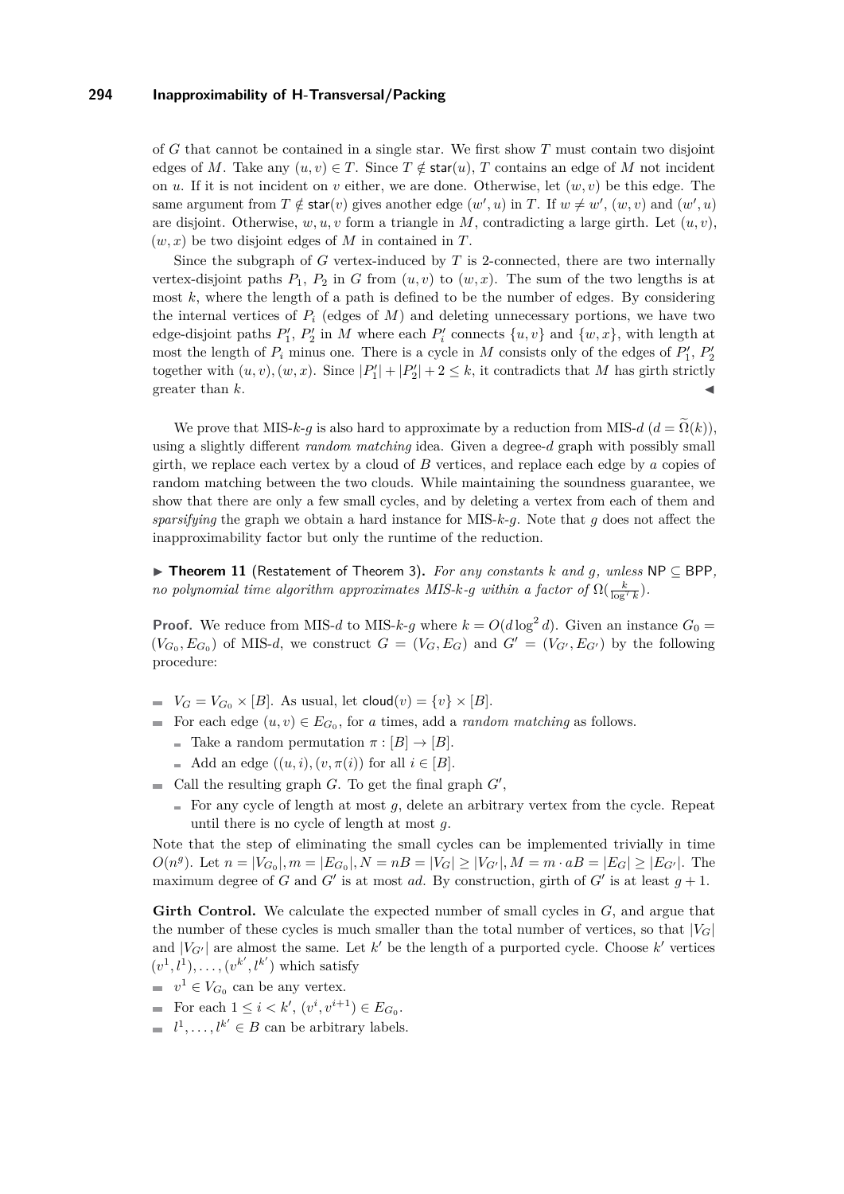of $G$ that cannot be contained in a single star. We first show $T$ must contain two disjoint edges of $M$. Take any $(u,v) \in T$. Since $T \notin \mathsf{star}(u)$, $T$ contains an edge of $M$ not incident on $u$. If it is not incident on $v$ either, we are done. Otherwise, let $(w,v)$ be this edge. The same argument from $T \notin \mathsf{star}(v)$ gives another edge $(w',u)$ in $T$. If $w \neq w'$, $(w,v)$ and $(w',u)$ are disjoint. Otherwise, $w, u, v$ form a triangle in $M$, contradicting a large girth. Let $(u,v)$, $(w,x)$ be two disjoint edges of $M$ in contained in $T$.

Since the subgraph of $G$ vertex-induced by $T$ is 2-connected, there are two internally vertex-disjoint paths $P_1$, $P_2$ in $G$ from $(u,v)$ to $(w,x)$. The sum of the two lengths is at most $k$, where the length of a path is defined to be the number of edges. By considering the internal vertices of $P_i$ (edges of $M$) and deleting unnecessary portions, we have two edge-disjoint paths $P'_1$, $P'_2$ in $M$ where each $P'_i$ connects $\{u,v\}$ and $\{w,x\}$, with length at most the length of $P_i$ minus one. There is a cycle in $M$ consists only of the edges of $P'_1$, $P'_2$ together with $(u,v),(w,x)$. Since $|P'_1| + |P'_2| + 2 \leq k$, it contradicts that $M$ has girth strictly greater than $k$. ◀

We prove that MIS-$k$-$g$ is also hard to approximate by a reduction from MIS-$d$ ($d = \widetilde{\Omega}(k)$), using a slightly different *random matching* idea. Given a degree-$d$ graph with possibly small girth, we replace each vertex by a cloud of $B$ vertices, and replace each edge by $a$ copies of random matching between the two clouds. While maintaining the soundness guarantee, we show that there are only a few small cycles, and by deleting a vertex from each of them and *sparsifying* the graph we obtain a hard instance for MIS-$k$-$g$. Note that $g$ does not affect the inapproximability factor but only the runtime of the reduction.

▶ **Theorem 11** (Restatement of Theorem 3). *For any constants $k$ and $g$, unless $\mathsf{NP} \subseteq \mathsf{BPP}$, no polynomial time algorithm approximates MIS-$k$-$g$ within a factor of $\Omega(\frac{k}{\log^7 k})$.*

**Proof.** We reduce from MIS-$d$ to MIS-$k$-$g$ where $k = O(d \log^2 d)$. Given an instance $G_0 = (V_{G_0}, E_{G_0})$ of MIS-$d$, we construct $G = (V_G, E_G)$ and $G' = (V_{G'}, E_{G'})$ by the following procedure:

- $V_G = V_{G_0} \times [B]$. As usual, let $\mathsf{cloud}(v) = \{v\} \times [B]$.
- For each edge $(u,v) \in E_{G_0}$, for $a$ times, add a *random matching* as follows.
  - Take a random permutation $\pi : [B] \to [B]$.
  - Add an edge $((u,i),(v,\pi(i))$ for all $i \in [B]$.
- Call the resulting graph $G$. To get the final graph $G'$,
  - For any cycle of length at most $g$, delete an arbitrary vertex from the cycle. Repeat until there is no cycle of length at most $g$.

Note that the step of eliminating the small cycles can be implemented trivially in time $O(n^g)$. Let $n = |V_{G_0}|, m = |E_{G_0}|, N = nB = |V_G| \geq |V_{G'}|, M = m \cdot aB = |E_G| \geq |E_{G'}|$. The maximum degree of $G$ and $G'$ is at most $ad$. By construction, girth of $G'$ is at least $g+1$.

**Girth Control.** We calculate the expected number of small cycles in $G$, and argue that the number of these cycles is much smaller than the total number of vertices, so that $|V_G|$ and $|V_{G'}|$ are almost the same. Let $k'$ be the length of a purported cycle. Choose $k'$ vertices $(v^1, l^1), \ldots, (v^{k'}, l^{k'})$ which satisfy

- $v^1 \in V_{G_0}$ can be any vertex.
- For each $1 \leq i < k'$, $(v^i, v^{i+1}) \in E_{G_0}$.
- $l^1, \ldots, l^{k'} \in B$ can be arbitrary labels.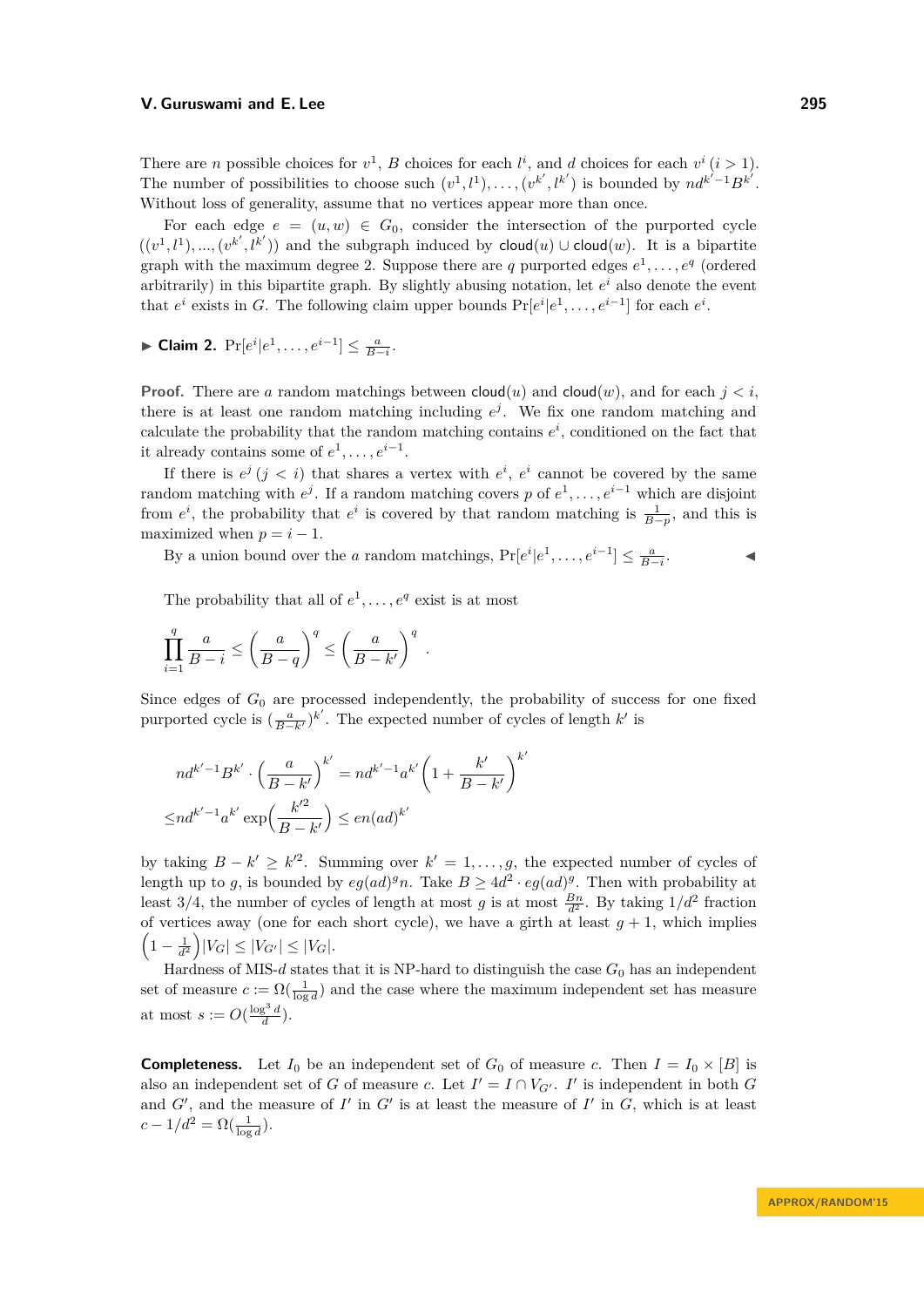There are $n$ possible choices for $v^1$, $B$ choices for each $l^i$, and $d$ choices for each $v^i$ ($i > 1$). The number of possibilities to choose such $(v^1, l^1), \dots, (v^{k'}, l^{k'})$ is bounded by $nd^{k'-1}B^{k'}$. Without loss of generality, assume that no vertices appear more than once.

For each edge $e = (u, w) \in G_0$, consider the intersection of the purported cycle $((v^1, l^1), ..., (v^{k'}, l^{k'}))$ and the subgraph induced by $\mathsf{cloud}(u) \cup \mathsf{cloud}(w)$. It is a bipartite graph with the maximum degree 2. Suppose there are $q$ purported edges $e^1, \dots, e^q$ (ordered arbitrarily) in this bipartite graph. By slightly abusing notation, let $e^i$ also denote the event that $e^i$ exists in $G$. The following claim upper bounds $\Pr[e^i | e^1, \dots, e^{i-1}]$ for each $e^i$.

▶ **Claim 2.** $\Pr[e^i | e^1, \dots, e^{i-1}] \leq \frac{a}{B-i}$.

**Proof.** There are $a$ random matchings between $\mathsf{cloud}(u)$ and $\mathsf{cloud}(w)$, and for each $j < i$, there is at least one random matching including $e^j$. We fix one random matching and calculate the probability that the random matching contains $e^i$, conditioned on the fact that it already contains some of $e^1, \dots, e^{i-1}$.

If there is $e^j$ ($j < i$) that shares a vertex with $e^i$, $e^i$ cannot be covered by the same random matching with $e^j$. If a random matching covers $p$ of $e^1, \dots, e^{i-1}$ which are disjoint from $e^i$, the probability that $e^i$ is covered by that random matching is $\frac{1}{B-p}$, and this is maximized when $p = i - 1$.

By a union bound over the $a$ random matchings, $\Pr[e^i | e^1, \dots, e^{i-1}] \leq \frac{a}{B-i}$. ◀

The probability that all of $e^1, \dots, e^q$ exist is at most

$$\prod_{i=1}^{q} \frac{a}{B-i} \leq \left(\frac{a}{B-q}\right)^q \leq \left(\frac{a}{B-k'}\right)^q .$$

Since edges of $G_0$ are processed independently, the probability of success for one fixed purported cycle is $(\frac{a}{B-k'})^{k'}$. The expected number of cycles of length $k'$ is

$$\begin{aligned}
&nd^{k'-1}B^{k'} \cdot \left(\frac{a}{B-k'}\right)^{k'} = nd^{k'-1}a^{k'}\left(1 + \frac{k'}{B-k'}\right)^{k'} \\
\leq &nd^{k'-1}a^{k'} \exp\left(\frac{k'^2}{B-k'}\right) \leq en(ad)^{k'}
\end{aligned}$$

by taking $B - k' \geq k'^2$. Summing over $k' = 1, \dots, g$, the expected number of cycles of length up to $g$, is bounded by $eg(ad)^g n$. Take $B \geq 4d^2 \cdot eg(ad)^g$. Then with probability at least 3/4, the number of cycles of length at most $g$ is at most $\frac{Bn}{d^2}$. By taking $1/d^2$ fraction of vertices away (one for each short cycle), we have a girth at least $g + 1$, which implies $\left(1 - \frac{1}{d^2}\right)|V_G| \leq |V_{G'}| \leq |V_G|$.

Hardness of MIS-$d$ states that it is NP-hard to distinguish the case $G_0$ has an independent set of measure $c := \Omega(\frac{1}{\log d})$ and the case where the maximum independent set has measure at most $s := O(\frac{\log^3 d}{d})$.

**Completeness.** Let $I_0$ be an independent set of $G_0$ of measure $c$. Then $I = I_0 \times [B]$ is also an independent set of $G$ of measure $c$. Let $I' = I \cap V_{G'}$. $I'$ is independent in both $G$ and $G'$, and the measure of $I'$ in $G'$ is at least the measure of $I'$ in $G$, which is at least $c - 1/d^2 = \Omega(\frac{1}{\log d})$.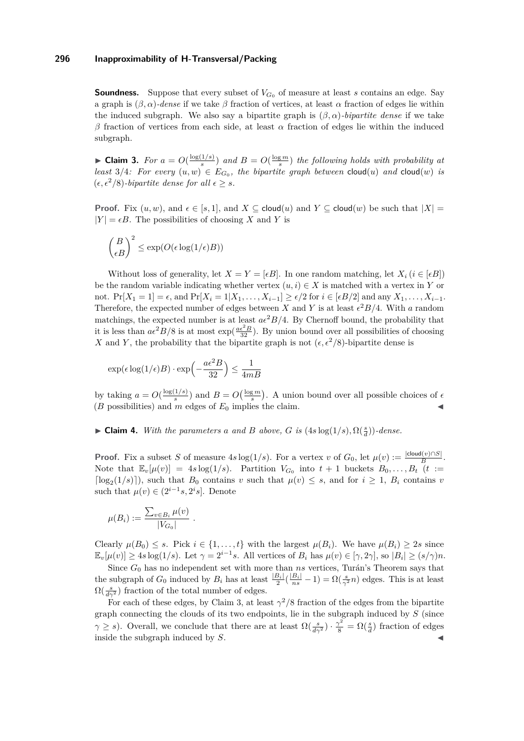**Soundness.** Suppose that every subset of $V_{G_0}$ of measure at least $s$ contains an edge. Say a graph is $(\beta, \alpha)$-*dense* if we take $\beta$ fraction of vertices, at least $\alpha$ fraction of edges lie within the induced subgraph. We also say a bipartite graph is $(\beta, \alpha)$-*bipartite dense* if we take $\beta$ fraction of vertices from each side, at least $\alpha$ fraction of edges lie within the induced subgraph.

▶ **Claim 3.** *For $a = O(\frac{\log(1/s)}{s})$ and $B = O(\frac{\log m}{s})$ the following holds with probability at least 3/4: For every $(u, w) \in E_{G_0}$, the bipartite graph between $\mathsf{cloud}(u)$ and $\mathsf{cloud}(w)$ is $(\epsilon, \epsilon^2/8)$-bipartite dense for all $\epsilon \geq s$.*

**Proof.** Fix $(u, w)$, and $\epsilon \in [s, 1]$, and $X \subseteq \mathsf{cloud}(u)$ and $Y \subseteq \mathsf{cloud}(w)$ be such that $|X| = |Y| = \epsilon B$. The possibilities of choosing $X$ and $Y$ is

$$\binom{B}{\epsilon B}^2 \leq \exp(O(\epsilon \log(1/\epsilon) B))$$

Without loss of generality, let $X = Y = [\epsilon B]$. In one random matching, let $X_i$ ($i \in [\epsilon B]$) be the random variable indicating whether vertex $(u, i) \in X$ is matched with a vertex in $Y$ or not. $\Pr[X_1 = 1] = \epsilon$, and $\Pr[X_i = 1 | X_1, \dots, X_{i-1}] \geq \epsilon/2$ for $i \in [\epsilon B/2]$ and any $X_1, \dots, X_{i-1}$. Therefore, the expected number of edges between $X$ and $Y$ is at least $\epsilon^2 B/4$. With $a$ random matchings, the expected number is at least $a\epsilon^2 B/4$. By Chernoff bound, the probability that it is less than $a\epsilon^2 B/8$ is at most $\exp(\frac{a\epsilon^2 B}{32})$. By union bound over all possibilities of choosing $X$ and $Y$, the probability that the bipartite graph is not $(\epsilon, \epsilon^2/8)$-bipartite dense is

$$\exp(\epsilon \log(1/\epsilon) B) \cdot \exp\Big(-\frac{a\epsilon^2 B}{32}\Big) \leq \frac{1}{4mB}$$

by taking $a = O(\frac{\log(1/s)}{s})$ and $B = O\big(\frac{\log m}{s}\big)$. A union bound over all possible choices of $\epsilon$ ($B$ possibilities) and $m$ edges of $E_0$ implies the claim. ◀

▶ **Claim 4.** *With the parameters $a$ and $B$ above, $G$ is $(4s\log(1/s), \Omega(\frac{s}{d}))$-dense.*

**Proof.** Fix a subset $S$ of measure $4s\log(1/s)$. For a vertex $v$ of $G_0$, let $\mu(v) := \frac{|\mathsf{cloud}(v) \cap S|}{B}$. Note that $\mathbb{E}_v[\mu(v)] = 4s\log(1/s)$. Partition $V_{G_0}$ into $t + 1$ buckets $B_0, \dots, B_t$ ($t := \lceil \log_2(1/s) \rceil$), such that $B_0$ contains $v$ such that $\mu(v) \leq s$, and for $i \geq 1$, $B_i$ contains $v$ such that $\mu(v) \in (2^{i-1}s, 2^i s]$. Denote

$$\mu(B_i) := \frac{\sum_{v \in B_i} \mu(v)}{|V_{G_0}|} .$$

Clearly $\mu(B_0) \leq s$. Pick $i \in \{1, \dots, t\}$ with the largest $\mu(B_i)$. We have $\mu(B_i) \geq 2s$ since $\mathbb{E}_v[\mu(v)] \geq 4s\log(1/s)$. Let $\gamma = 2^{i-1}s$. All vertices of $B_i$ has $\mu(v) \in [\gamma, 2\gamma]$, so $|B_i| \geq (s/\gamma)n$.

Since $G_0$ has no independent set with more than $ns$ vertices, Turán's Theorem says that the subgraph of $G_0$ induced by $B_i$ has at least $\frac{|B_i|}{2}(\frac{|B_i|}{ns} - 1) = \Omega(\frac{s}{\gamma^2}n)$ edges. This is at least $\Omega(\frac{s}{d\gamma^2})$ fraction of the total number of edges.

For each of these edges, by Claim 3, at least $\gamma^2/8$ fraction of the edges from the bipartite graph connecting the clouds of its two endpoints, lie in the subgraph induced by $S$ (since $\gamma \geq s$). Overall, we conclude that there are at least $\Omega(\frac{s}{d\gamma^2}) \cdot \frac{\gamma^2}{8} = \Omega(\frac{s}{d})$ fraction of edges inside the subgraph induced by $S$. ◀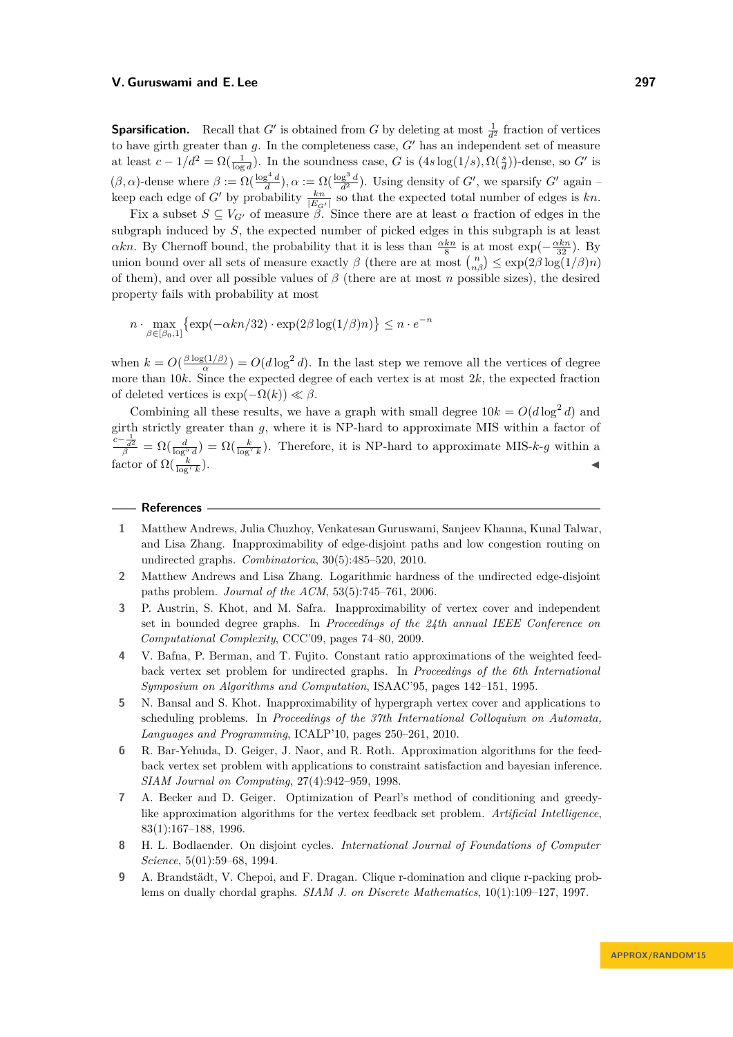**Sparsification.** Recall that $G'$ is obtained from $G$ by deleting at most $\frac{1}{d^2}$ fraction of vertices to have girth greater than $g$. In the completeness case, $G'$ has an independent set of measure at least $c - 1/d^2 = \Omega(\frac{1}{\log d})$. In the soundness case, $G$ is $(4s\log(1/s), \Omega(\frac{s}{d}))$-dense, so $G'$ is $(\beta, \alpha)$-dense where $\beta := \Omega(\frac{\log^4 d}{d}), \alpha := \Omega(\frac{\log^3 d}{d^2})$. Using density of $G'$, we sparsify $G'$ again – keep each edge of $G'$ by probability $\frac{kn}{|E_{G'}|}$ so that the expected total number of edges is $kn$.

Fix a subset $S \subseteq V_{G'}$ of measure $\beta$. Since there are at least $\alpha$ fraction of edges in the subgraph induced by $S$, the expected number of picked edges in this subgraph is at least $\alpha kn$. By Chernoff bound, the probability that it is less than $\frac{\alpha kn}{8}$ is at most $\exp(-\frac{\alpha kn}{32})$. By union bound over all sets of measure exactly $\beta$ (there are at most $\binom{n}{n\beta} \leq \exp(2\beta \log(1/\beta) n)$ of them), and over all possible values of $\beta$ (there are at most $n$ possible sizes), the desired property fails with probability at most

$$n \cdot \max_{\beta \in [\beta_0, 1]} \left\{ \exp(-\alpha kn/32) \cdot \exp(2\beta \log(1/\beta) n) \right\} \leq n \cdot e^{-n}$$

when $k = O(\frac{\beta \log(1/\beta)}{\alpha}) = O(d \log^2 d)$. In the last step we remove all the vertices of degree more than $10k$. Since the expected degree of each vertex is at most $2k$, the expected fraction of deleted vertices is $\exp(-\Omega(k)) \ll \beta$.

Combining all these results, we have a graph with small degree $10k = O(d \log^2 d)$ and girth strictly greater than $g$, where it is NP-hard to approximate MIS within a factor of $\frac{c - \frac{1}{d^2}}{\beta} = \Omega(\frac{d}{\log^5 d}) = \Omega(\frac{k}{\log^7 k})$. Therefore, it is NP-hard to approximate MIS-$k$-$g$ within a factor of $\Omega(\frac{k}{\log^7 k})$. ◂

## References

1. Matthew Andrews, Julia Chuzhoy, Venkatesan Guruswami, Sanjeev Khanna, Kunal Talwar, and Lisa Zhang. Inapproximability of edge-disjoint paths and low congestion routing on undirected graphs. *Combinatorica*, 30(5):485–520, 2010.
2. Matthew Andrews and Lisa Zhang. Logarithmic hardness of the undirected edge-disjoint paths problem. *Journal of the ACM*, 53(5):745–761, 2006.
3. P. Austrin, S. Khot, and M. Safra. Inapproximability of vertex cover and independent set in bounded degree graphs. In *Proceedings of the 24th annual IEEE Conference on Computational Complexity*, CCC'09, pages 74–80, 2009.
4. V. Bafna, P. Berman, and T. Fujito. Constant ratio approximations of the weighted feedback vertex set problem for undirected graphs. In *Proceedings of the 6th International Symposium on Algorithms and Computation*, ISAAC'95, pages 142–151, 1995.
5. N. Bansal and S. Khot. Inapproximability of hypergraph vertex cover and applications to scheduling problems. In *Proceedings of the 37th International Colloquium on Automata, Languages and Programming*, ICALP'10, pages 250–261, 2010.
6. R. Bar-Yehuda, D. Geiger, J. Naor, and R. Roth. Approximation algorithms for the feedback vertex set problem with applications to constraint satisfaction and bayesian inference. *SIAM Journal on Computing*, 27(4):942–959, 1998.
7. A. Becker and D. Geiger. Optimization of Pearl's method of conditioning and greedy-like approximation algorithms for the vertex feedback set problem. *Artificial Intelligence*, 83(1):167–188, 1996.
8. H. L. Bodlaender. On disjoint cycles. *International Journal of Foundations of Computer Science*, 5(01):59–68, 1994.
9. A. Brandstädt, V. Chepoi, and F. Dragan. Clique r-domination and clique r-packing problems on dually chordal graphs. *SIAM J. on Discrete Mathematics*, 10(1):109–127, 1997.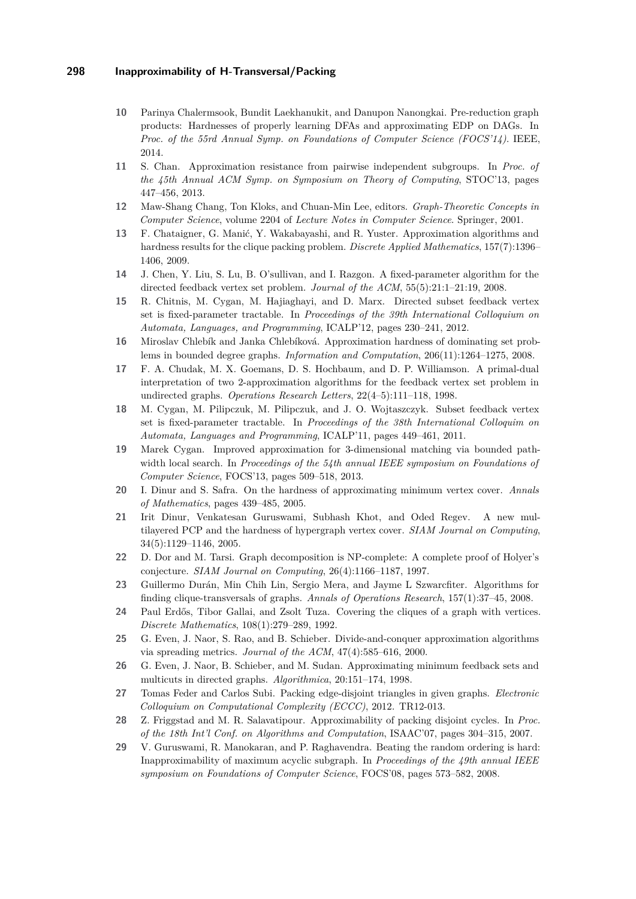10 Parinya Chalermsook, Bundit Laekhanukit, and Danupon Nanongkai. Pre-reduction graph products: Hardnesses of properly learning DFAs and approximating EDP on DAGs. In *Proc. of the 55rd Annual Symp. on Foundations of Computer Science (FOCS'14)*. IEEE, 2014.

11 S. Chan. Approximation resistance from pairwise independent subgroups. In *Proc. of the 45th Annual ACM Symp. on Symposium on Theory of Computing*, STOC'13, pages 447–456, 2013.

12 Maw-Shang Chang, Ton Kloks, and Chuan-Min Lee, editors. *Graph-Theoretic Concepts in Computer Science*, volume 2204 of *Lecture Notes in Computer Science*. Springer, 2001.

13 F. Chataigner, G. Manić, Y. Wakabayashi, and R. Yuster. Approximation algorithms and hardness results for the clique packing problem. *Discrete Applied Mathematics*, 157(7):1396–1406, 2009.

14 J. Chen, Y. Liu, S. Lu, B. O'sullivan, and I. Razgon. A fixed-parameter algorithm for the directed feedback vertex set problem. *Journal of the ACM*, 55(5):21:1–21:19, 2008.

15 R. Chitnis, M. Cygan, M. Hajiaghayi, and D. Marx. Directed subset feedback vertex set is fixed-parameter tractable. In *Proceedings of the 39th International Colloquium on Automata, Languages, and Programming*, ICALP'12, pages 230–241, 2012.

16 Miroslav Chlebík and Janka Chlebíková. Approximation hardness of dominating set problems in bounded degree graphs. *Information and Computation*, 206(11):1264–1275, 2008.

17 F. A. Chudak, M. X. Goemans, D. S. Hochbaum, and D. P. Williamson. A primal-dual interpretation of two 2-approximation algorithms for the feedback vertex set problem in undirected graphs. *Operations Research Letters*, 22(4–5):111–118, 1998.

18 M. Cygan, M. Pilipczuk, M. Pilipczuk, and J. O. Wojtaszczyk. Subset feedback vertex set is fixed-parameter tractable. In *Proceedings of the 38th International Colloquim on Automata, Languages and Programming*, ICALP'11, pages 449–461, 2011.

19 Marek Cygan. Improved approximation for 3-dimensional matching via bounded pathwidth local search. In *Proceedings of the 54th annual IEEE symposium on Foundations of Computer Science*, FOCS'13, pages 509–518, 2013.

20 I. Dinur and S. Safra. On the hardness of approximating minimum vertex cover. *Annals of Mathematics*, pages 439–485, 2005.

21 Irit Dinur, Venkatesan Guruswami, Subhash Khot, and Oded Regev. A new multilayered PCP and the hardness of hypergraph vertex cover. *SIAM Journal on Computing*, 34(5):1129–1146, 2005.

22 D. Dor and M. Tarsi. Graph decomposition is NP-complete: A complete proof of Holyer's conjecture. *SIAM Journal on Computing*, 26(4):1166–1187, 1997.

23 Guillermo Durán, Min Chih Lin, Sergio Mera, and Jayme L Szwarcfiter. Algorithms for finding clique-transversals of graphs. *Annals of Operations Research*, 157(1):37–45, 2008.

24 Paul Erdős, Tibor Gallai, and Zsolt Tuza. Covering the cliques of a graph with vertices. *Discrete Mathematics*, 108(1):279–289, 1992.

25 G. Even, J. Naor, S. Rao, and B. Schieber. Divide-and-conquer approximation algorithms via spreading metrics. *Journal of the ACM*, 47(4):585–616, 2000.

26 G. Even, J. Naor, B. Schieber, and M. Sudan. Approximating minimum feedback sets and multicuts in directed graphs. *Algorithmica*, 20:151–174, 1998.

27 Tomas Feder and Carlos Subi. Packing edge-disjoint triangles in given graphs. *Electronic Colloquium on Computational Complexity (ECCC)*, 2012. TR12-013.

28 Z. Friggstad and M. R. Salavatipour. Approximability of packing disjoint cycles. In *Proc. of the 18th Int'l Conf. on Algorithms and Computation*, ISAAC'07, pages 304–315, 2007.

29 V. Guruswami, R. Manokaran, and P. Raghavendra. Beating the random ordering is hard: Inapproximability of maximum acyclic subgraph. In *Proceedings of the 49th annual IEEE symposium on Foundations of Computer Science*, FOCS'08, pages 573–582, 2008.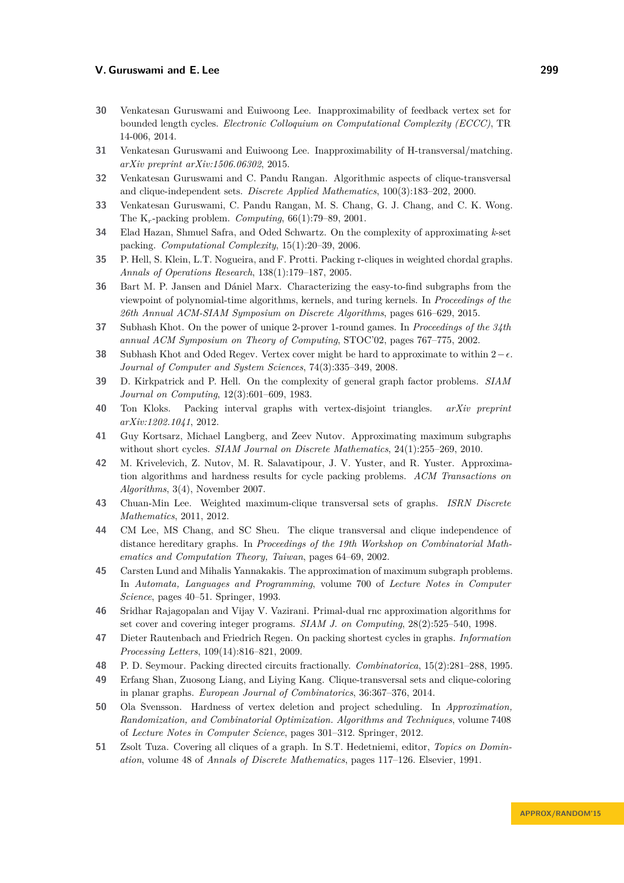30 Venkatesan Guruswami and Euiwoong Lee. Inapproximability of feedback vertex set for bounded length cycles. *Electronic Colloquium on Computational Complexity (ECCC)*, TR 14-006, 2014.

31 Venkatesan Guruswami and Euiwoong Lee. Inapproximability of H-transversal/matching. *arXiv preprint arXiv:1506.06302*, 2015.

32 Venkatesan Guruswami and C. Pandu Rangan. Algorithmic aspects of clique-transversal and clique-independent sets. *Discrete Applied Mathematics*, 100(3):183–202, 2000.

33 Venkatesan Guruswami, C. Pandu Rangan, M. S. Chang, G. J. Chang, and C. K. Wong. The $K_r$-packing problem. *Computing*, 66(1):79–89, 2001.

34 Elad Hazan, Shmuel Safra, and Oded Schwartz. On the complexity of approximating $k$-set packing. *Computational Complexity*, 15(1):20–39, 2006.

35 P. Hell, S. Klein, L.T. Nogueira, and F. Protti. Packing r-cliques in weighted chordal graphs. *Annals of Operations Research*, 138(1):179–187, 2005.

36 Bart M. P. Jansen and Dániel Marx. Characterizing the easy-to-find subgraphs from the viewpoint of polynomial-time algorithms, kernels, and turing kernels. In *Proceedings of the 26th Annual ACM-SIAM Symposium on Discrete Algorithms*, pages 616–629, 2015.

37 Subhash Khot. On the power of unique 2-prover 1-round games. In *Proceedings of the 34th annual ACM Symposium on Theory of Computing*, STOC'02, pages 767–775, 2002.

38 Subhash Khot and Oded Regev. Vertex cover might be hard to approximate to within $2-\epsilon$. *Journal of Computer and System Sciences*, 74(3):335–349, 2008.

39 D. Kirkpatrick and P. Hell. On the complexity of general graph factor problems. *SIAM Journal on Computing*, 12(3):601–609, 1983.

40 Ton Kloks. Packing interval graphs with vertex-disjoint triangles. *arXiv preprint arXiv:1202.1041*, 2012.

41 Guy Kortsarz, Michael Langberg, and Zeev Nutov. Approximating maximum subgraphs without short cycles. *SIAM Journal on Discrete Mathematics*, 24(1):255–269, 2010.

42 M. Krivelevich, Z. Nutov, M. R. Salavatipour, J. V. Yuster, and R. Yuster. Approximation algorithms and hardness results for cycle packing problems. *ACM Transactions on Algorithms*, 3(4), November 2007.

43 Chuan-Min Lee. Weighted maximum-clique transversal sets of graphs. *ISRN Discrete Mathematics*, 2011, 2012.

44 CM Lee, MS Chang, and SC Sheu. The clique transversal and clique independence of distance hereditary graphs. In *Proceedings of the 19th Workshop on Combinatorial Mathematics and Computation Theory, Taiwan*, pages 64–69, 2002.

45 Carsten Lund and Mihalis Yannakakis. The approximation of maximum subgraph problems. In *Automata, Languages and Programming*, volume 700 of *Lecture Notes in Computer Science*, pages 40–51. Springer, 1993.

46 Sridhar Rajagopalan and Vijay V. Vazirani. Primal-dual rnc approximation algorithms for set cover and covering integer programs. *SIAM J. on Computing*, 28(2):525–540, 1998.

47 Dieter Rautenbach and Friedrich Regen. On packing shortest cycles in graphs. *Information Processing Letters*, 109(14):816–821, 2009.

48 P. D. Seymour. Packing directed circuits fractionally. *Combinatorica*, 15(2):281–288, 1995.

49 Erfang Shan, Zuosong Liang, and Liying Kang. Clique-transversal sets and clique-coloring in planar graphs. *European Journal of Combinatorics*, 36:367–376, 2014.

50 Ola Svensson. Hardness of vertex deletion and project scheduling. In *Approximation, Randomization, and Combinatorial Optimization. Algorithms and Techniques*, volume 7408 of *Lecture Notes in Computer Science*, pages 301–312. Springer, 2012.

51 Zsolt Tuza. Covering all cliques of a graph. In S.T. Hedetniemi, editor, *Topics on Domination*, volume 48 of *Annals of Discrete Mathematics*, pages 117–126. Elsevier, 1991.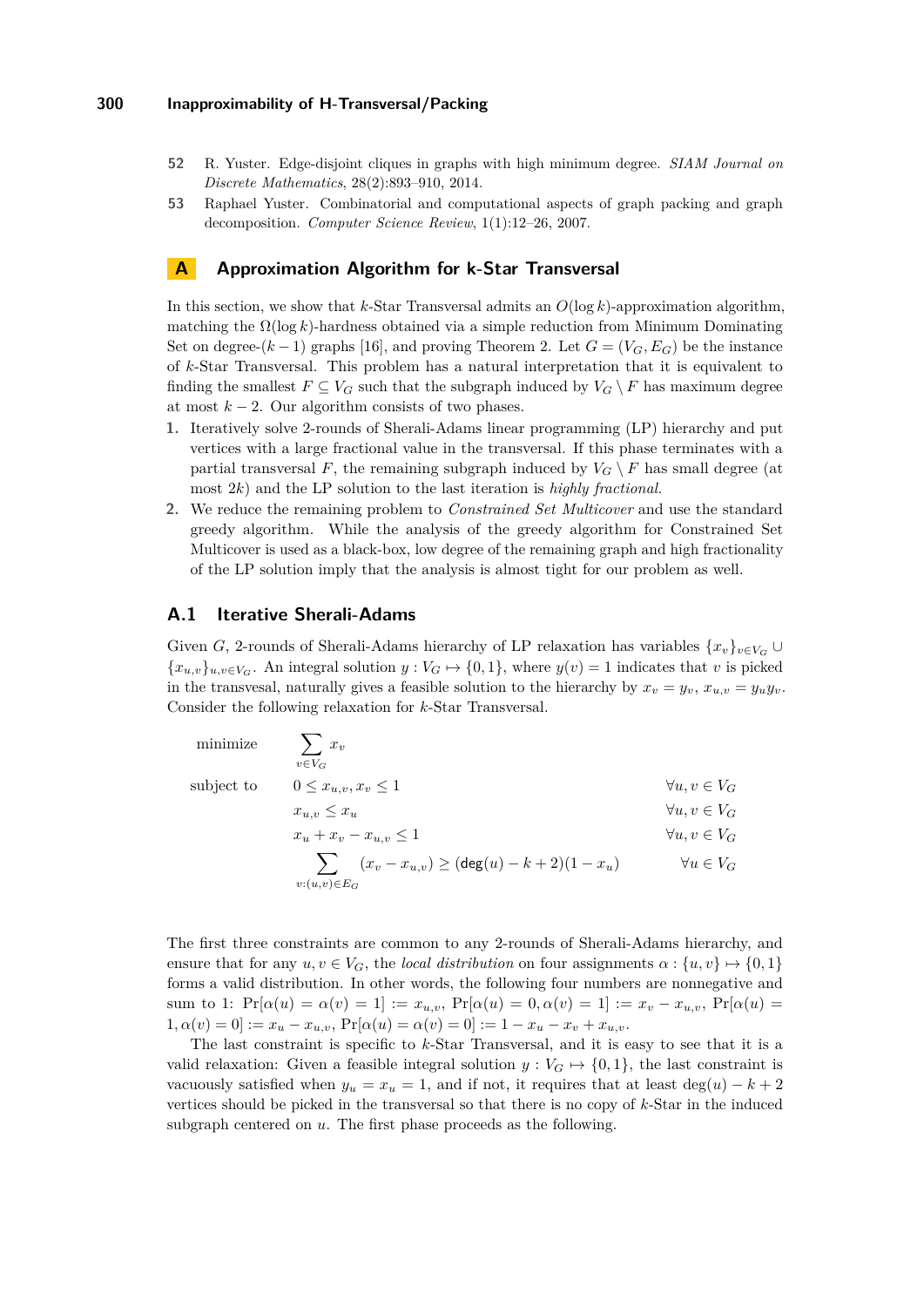52 R. Yuster. Edge-disjoint cliques in graphs with high minimum degree. *SIAM Journal on Discrete Mathematics*, 28(2):893–910, 2014.

53 Raphael Yuster. Combinatorial and computational aspects of graph packing and graph decomposition. *Computer Science Review*, 1(1):12–26, 2007.

# A Approximation Algorithm for k-Star Transversal

In this section, we show that $k$-Star Transversal admits an $O(\log k)$-approximation algorithm, matching the $\Omega(\log k)$-hardness obtained via a simple reduction from Minimum Dominating Set on degree-$(k-1)$ graphs [16], and proving Theorem 2. Let $G = (V_G, E_G)$ be the instance of $k$-Star Transversal. This problem has a natural interpretation that it is equivalent to finding the smallest $F \subseteq V_G$ such that the subgraph induced by $V_G \setminus F$ has maximum degree at most $k-2$. Our algorithm consists of two phases.

1. Iteratively solve 2-rounds of Sherali-Adams linear programming (LP) hierarchy and put vertices with a large fractional value in the transversal. If this phase terminates with a partial transversal $F$, the remaining subgraph induced by $V_G \setminus F$ has small degree (at most $2k$) and the LP solution to the last iteration is *highly fractional.*
2. We reduce the remaining problem to *Constrained Set Multicover* and use the standard greedy algorithm. While the analysis of the greedy algorithm for Constrained Set Multicover is used as a black-box, low degree of the remaining graph and high fractionality of the LP solution imply that the analysis is almost tight for our problem as well.

## A.1 Iterative Sherali-Adams

Given $G$, 2-rounds of Sherali-Adams hierarchy of LP relaxation has variables $\{x_v\}_{v \in V_G} \cup \{x_{u,v}\}_{u,v \in V_G}$. An integral solution $y : V_G \mapsto \{0, 1\}$, where $y(v) = 1$ indicates that $v$ is picked in the transvesal, naturally gives a feasible solution to the hierarchy by $x_v = y_v$, $x_{u,v} = y_u y_v$. Consider the following relaxation for $k$-Star Transversal.

$$
\begin{aligned}
\text{minimize} \quad & \sum_{v \in V_G} x_v \\
\text{subject to} \quad & 0 \le x_{u,v}, x_v \le 1 && \forall u, v \in V_G \\
& x_{u,v} \le x_u && \forall u, v \in V_G \\
& x_u + x_v - x_{u,v} \le 1 && \forall u, v \in V_G \\
& \sum_{v:(u,v) \in E_G} (x_v - x_{u,v}) \ge (\mathsf{deg}(u) - k + 2)(1 - x_u) && \forall u \in V_G
\end{aligned}
$$

The first three constraints are common to any 2-rounds of Sherali-Adams hierarchy, and ensure that for any $u, v \in V_G$, the *local distribution* on four assignments $\alpha : \{u, v\} \mapsto \{0, 1\}$ forms a valid distribution. In other words, the following four numbers are nonnegative and sum to 1: $\Pr[\alpha(u) = \alpha(v) = 1] := x_{u,v}$, $\Pr[\alpha(u) = 0, \alpha(v) = 1] := x_v - x_{u,v}$, $\Pr[\alpha(u) = 1, \alpha(v) = 0] := x_u - x_{u,v}$, $\Pr[\alpha(u) = \alpha(v) = 0] := 1 - x_u - x_v + x_{u,v}$.

The last constraint is specific to $k$-Star Transversal, and it is easy to see that it is a valid relaxation: Given a feasible integral solution $y : V_G \mapsto \{0, 1\}$, the last constraint is vacuously satisfied when $y_u = x_u = 1$, and if not, it requires that at least $\deg(u) - k + 2$ vertices should be picked in the transversal so that there is no copy of $k$-Star in the induced subgraph centered on $u$. The first phase proceeds as the following.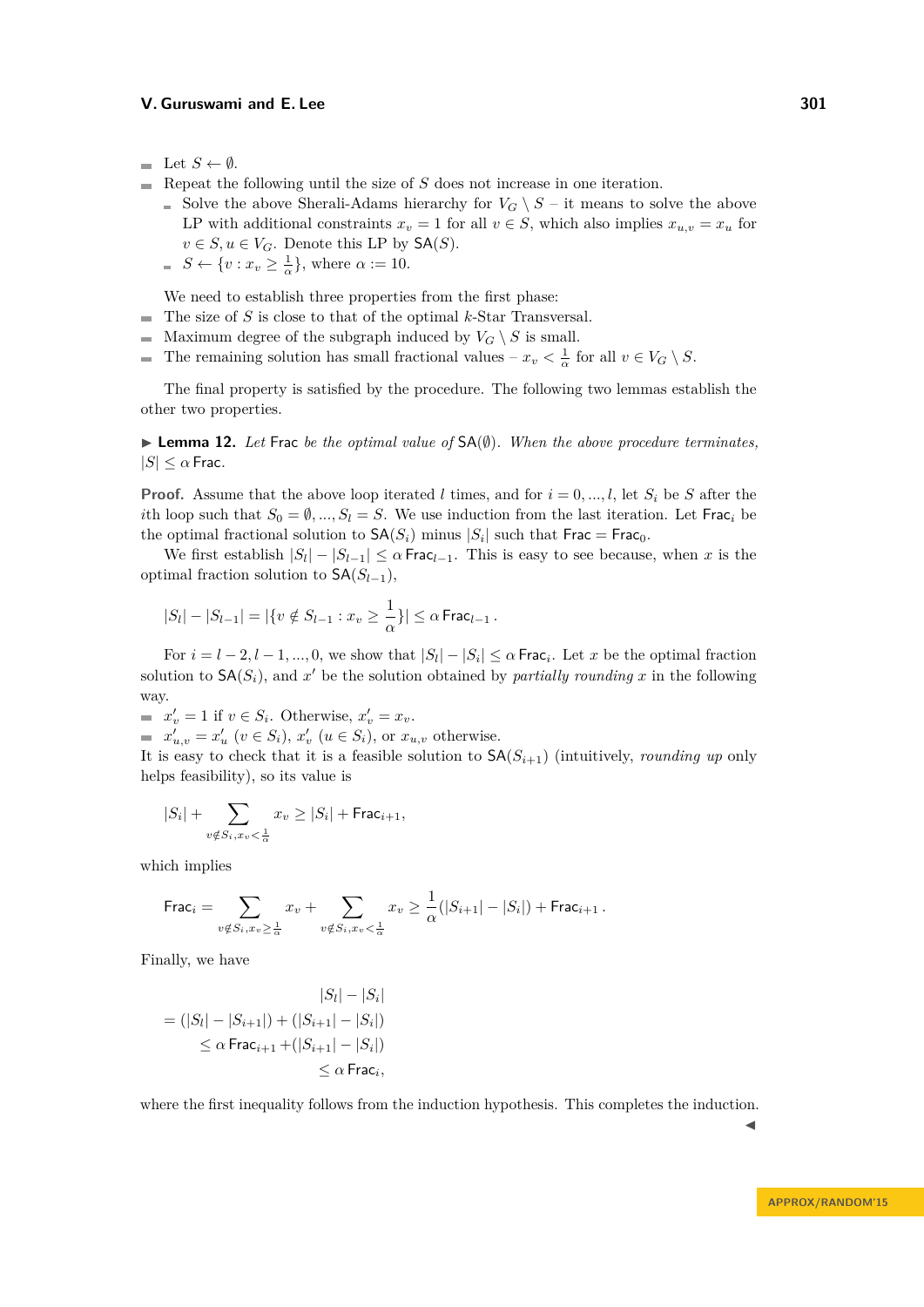- Let $S \leftarrow \emptyset$.
- Repeat the following until the size of $S$ does not increase in one iteration.
  - Solve the above Sherali-Adams hierarchy for $V_G \setminus S$ – it means to solve the above LP with additional constraints $x_v = 1$ for all $v \in S$, which also implies $x_{u,v} = x_u$ for $v \in S, u \in V_G$. Denote this LP by $\mathsf{SA}(S)$.
  - $S \leftarrow \{v : x_v \geq \frac{1}{\alpha}\}$, where $\alpha := 10$.

We need to establish three properties from the first phase:

- The size of $S$ is close to that of the optimal $k$-Star Transversal.
- Maximum degree of the subgraph induced by $V_G \setminus S$ is small.
- The remaining solution has small fractional values – $x_v < \frac{1}{\alpha}$ for all $v \in V_G \setminus S$.

The final property is satisfied by the procedure. The following two lemmas establish the other two properties.

▶ **Lemma 12.** *Let* $\mathsf{Frac}$ *be the optimal value of* $\mathsf{SA}(\emptyset)$*. When the above procedure terminates,* $|S| \leq \alpha \,\mathsf{Frac}$*.*

**Proof.** Assume that the above loop iterated $l$ times, and for $i = 0, ..., l$, let $S_i$ be $S$ after the $i$th loop such that $S_0 = \emptyset, ..., S_l = S$. We use induction from the last iteration. Let $\mathsf{Frac}_i$ be the optimal fractional solution to $\mathsf{SA}(S_i)$ minus $|S_i|$ such that $\mathsf{Frac} = \mathsf{Frac}_0$.

We first establish $|S_l| - |S_{l-1}| \leq \alpha \,\mathsf{Frac}_{l-1}$. This is easy to see because, when $x$ is the optimal fraction solution to $\mathsf{SA}(S_{l-1})$,

$$|S_l| - |S_{l-1}| = |\{v \notin S_{l-1} : x_v \geq \frac{1}{\alpha}\}| \leq \alpha \,\mathsf{Frac}_{l-1}\,.$$

For $i = l-2, l-1, ..., 0$, we show that $|S_l| - |S_i| \leq \alpha \,\mathsf{Frac}_i$. Let $x$ be the optimal fraction solution to $\mathsf{SA}(S_i)$, and $x'$ be the solution obtained by *partially rounding* $x$ in the following way.

- $x'_v = 1$ if $v \in S_i$. Otherwise, $x'_v = x_v$.
- $x'_{u,v} = x'_u$ ($v \in S_i$), $x'_v$ ($u \in S_i$), or $x_{u,v}$ otherwise.

It is easy to check that it is a feasible solution to $\mathsf{SA}(S_{i+1})$ (intuitively, *rounding up* only helps feasibility), so its value is

$$|S_i| + \sum_{v \notin S_i, x_v < \frac{1}{\alpha}} x_v \geq |S_i| + \mathsf{Frac}_{i+1},$$

which implies

$$\mathsf{Frac}_i = \sum_{v \notin S_i, x_v \geq \frac{1}{\alpha}} x_v + \sum_{v \notin S_i, x_v < \frac{1}{\alpha}} x_v \geq \frac{1}{\alpha}(|S_{i+1}| - |S_i|) + \mathsf{Frac}_{i+1}\,.$$

Finally, we have

$$\begin{aligned} & |S_l| - |S_i| \\ =\ & (|S_l| - |S_{i+1}|) + (|S_{i+1}| - |S_i|) \\ \leq\ & \alpha \,\mathsf{Frac}_{i+1} + (|S_{i+1}| - |S_i|) \\ \leq\ & \alpha \,\mathsf{Frac}_i, \end{aligned}$$

where the first inequality follows from the induction hypothesis. This completes the induction. ◀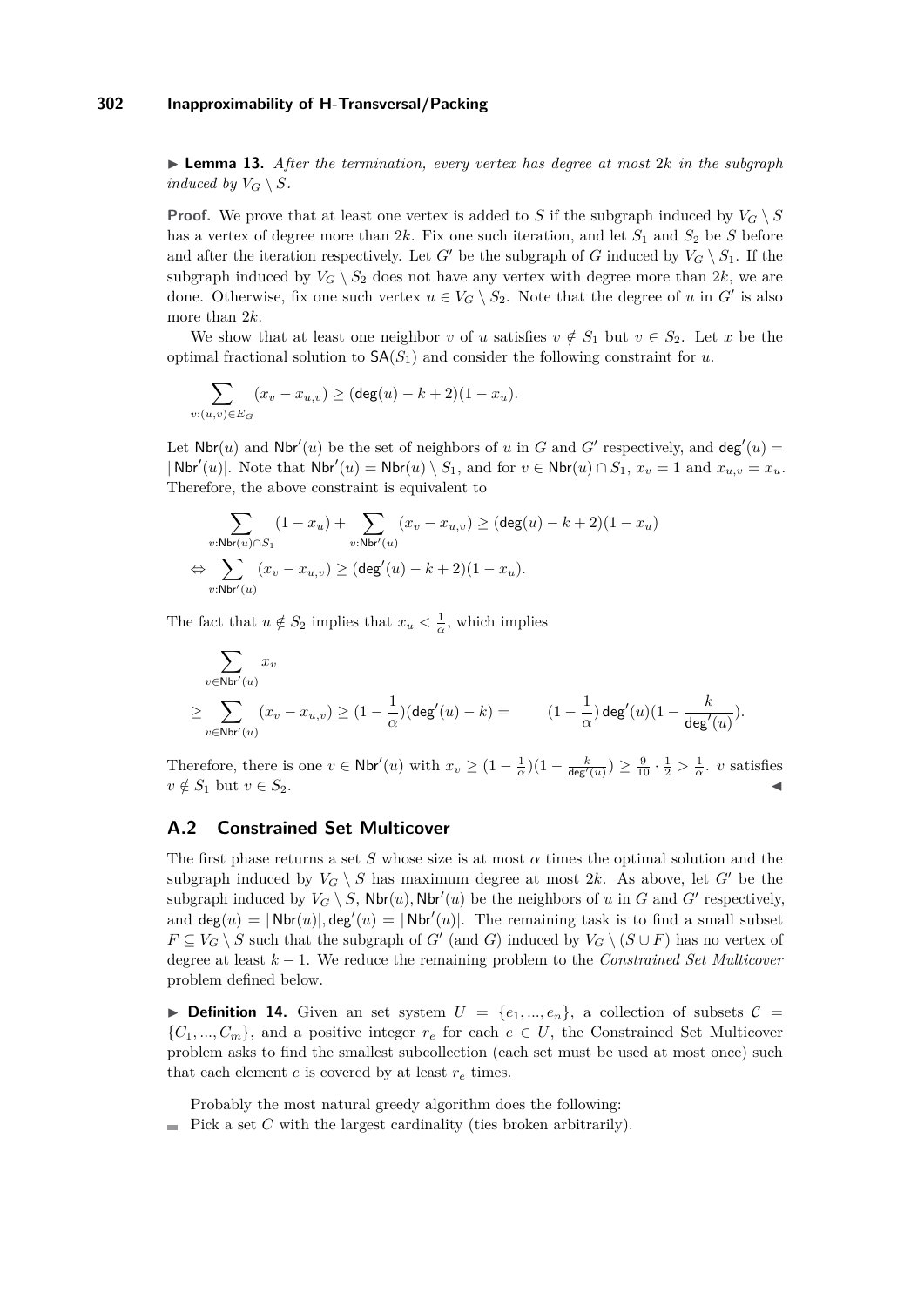▶ **Lemma 13.** *After the termination, every vertex has degree at most* $2k$ *in the subgraph induced by* $V_G \setminus S$.

**Proof.** We prove that at least one vertex is added to $S$ if the subgraph induced by $V_G \setminus S$ has a vertex of degree more than $2k$. Fix one such iteration, and let $S_1$ and $S_2$ be $S$ before and after the iteration respectively. Let $G'$ be the subgraph of $G$ induced by $V_G \setminus S_1$. If the subgraph induced by $V_G \setminus S_2$ does not have any vertex with degree more than $2k$, we are done. Otherwise, fix one such vertex $u \in V_G \setminus S_2$. Note that the degree of $u$ in $G'$ is also more than $2k$.

We show that at least one neighbor $v$ of $u$ satisfies $v \notin S_1$ but $v \in S_2$. Let $x$ be the optimal fractional solution to $\mathsf{SA}(S_1)$ and consider the following constraint for $u$.

$$\sum_{v:(u,v)\in E_G} (x_v - x_{u,v}) \geq (\mathsf{deg}(u) - k + 2)(1 - x_u).$$

Let $\mathsf{Nbr}(u)$ and $\mathsf{Nbr}'(u)$ be the set of neighbors of $u$ in $G$ and $G'$ respectively, and $\mathsf{deg}'(u) = |\mathsf{Nbr}'(u)|$. Note that $\mathsf{Nbr}'(u) = \mathsf{Nbr}(u) \setminus S_1$, and for $v \in \mathsf{Nbr}(u) \cap S_1$, $x_v = 1$ and $x_{u,v} = x_u$. Therefore, the above constraint is equivalent to

$$\sum_{v:\mathsf{Nbr}(u)\cap S_1} (1 - x_u) + \sum_{v:\mathsf{Nbr}'(u)} (x_v - x_{u,v}) \geq (\mathsf{deg}(u) - k + 2)(1 - x_u)$$

$$\Leftrightarrow \sum_{v:\mathsf{Nbr}'(u)} (x_v - x_{u,v}) \geq (\mathsf{deg}'(u) - k + 2)(1 - x_u).$$

The fact that $u \notin S_2$ implies that $x_u < \frac{1}{\alpha}$, which implies

$$\sum_{v\in\mathsf{Nbr}'(u)} x_v$$

$$\geq \sum_{v\in\mathsf{Nbr}'(u)} (x_v - x_{u,v}) \geq (1 - \frac{1}{\alpha})(\mathsf{deg}'(u) - k) = \qquad (1 - \frac{1}{\alpha})\,\mathsf{deg}'(u)(1 - \frac{k}{\mathsf{deg}'(u)}).$$

Therefore, there is one $v \in \mathsf{Nbr}'(u)$ with $x_v \geq (1 - \frac{1}{\alpha})(1 - \frac{k}{\mathsf{deg}'(u)}) \geq \frac{9}{10} \cdot \frac{1}{2} > \frac{1}{\alpha}$. $v$ satisfies $v \notin S_1$ but $v \in S_2$. ◀

## A.2 Constrained Set Multicover

The first phase returns a set $S$ whose size is at most $\alpha$ times the optimal solution and the subgraph induced by $V_G \setminus S$ has maximum degree at most $2k$. As above, let $G'$ be the subgraph induced by $V_G \setminus S$, $\mathsf{Nbr}(u), \mathsf{Nbr}'(u)$ be the neighbors of $u$ in $G$ and $G'$ respectively, and $\mathsf{deg}(u) = |\mathsf{Nbr}(u)|, \mathsf{deg}'(u) = |\mathsf{Nbr}'(u)|$. The remaining task is to find a small subset $F \subseteq V_G \setminus S$ such that the subgraph of $G'$ (and $G$) induced by $V_G \setminus (S \cup F)$ has no vertex of degree at least $k - 1$. We reduce the remaining problem to the *Constrained Set Multicover* problem defined below.

▶ **Definition 14.** Given an set system $U = \{e_1, ..., e_n\}$, a collection of subsets $\mathcal{C} = \{C_1, ..., C_m\}$, and a positive integer $r_e$ for each $e \in U$, the Constrained Set Multicover problem asks to find the smallest subcollection (each set must be used at most once) such that each element $e$ is covered by at least $r_e$ times.

Probably the most natural greedy algorithm does the following:

- Pick a set $C$ with the largest cardinality (ties broken arbitrarily).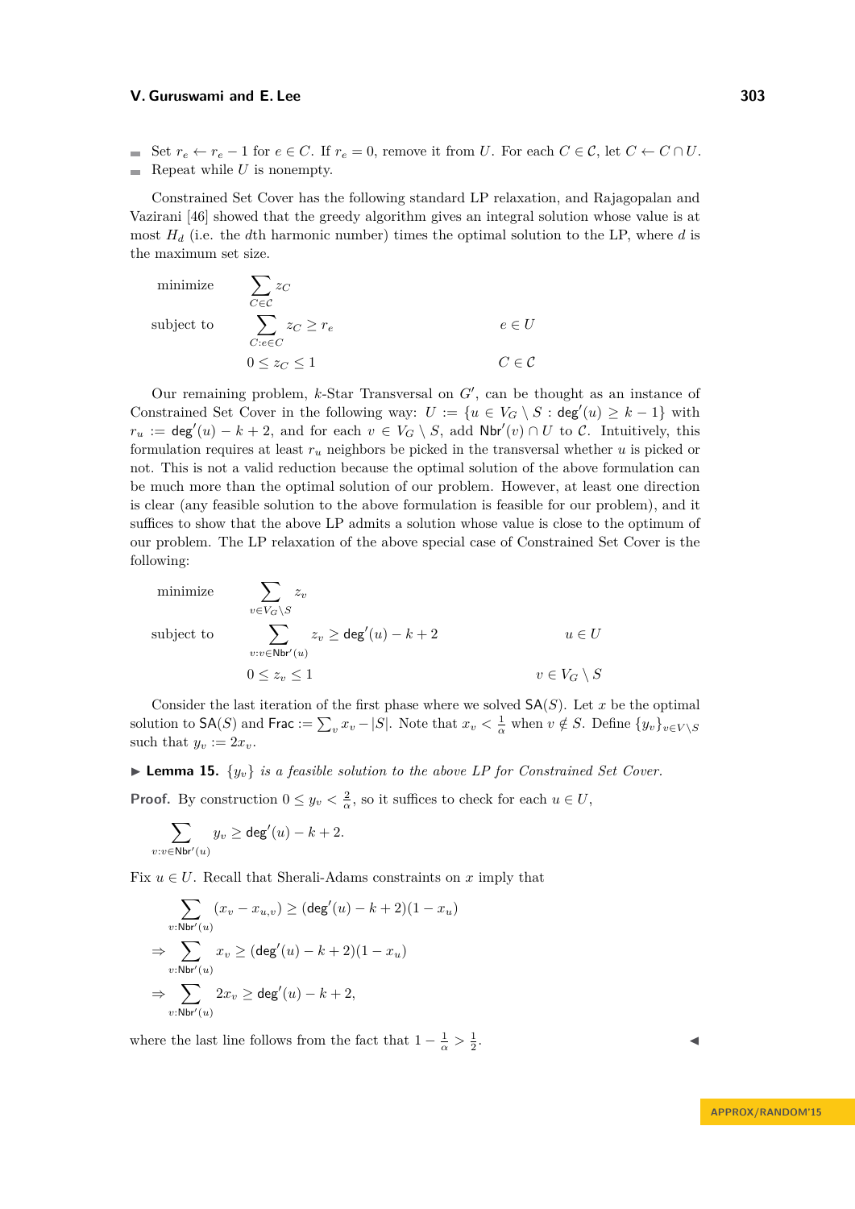- Set $r_e \leftarrow r_e - 1$ for $e \in C$. If $r_e = 0$, remove it from $U$. For each $C \in \mathcal{C}$, let $C \leftarrow C \cap U$.
- Repeat while $U$ is nonempty.

Constrained Set Cover has the following standard LP relaxation, and Rajagopalan and Vazirani [46] showed that the greedy algorithm gives an integral solution whose value is at most $H_d$ (i.e. the $d$th harmonic number) times the optimal solution to the LP, where $d$ is the maximum set size.

$$
\begin{aligned}
\text{minimize} \quad & \sum_{C \in \mathcal{C}} z_C & \\
\text{subject to} \quad & \sum_{C : e \in C} z_C \geq r_e & e \in U \\
& 0 \leq z_C \leq 1 & C \in \mathcal{C}
\end{aligned}
$$

Our remaining problem, $k$-Star Transversal on $G'$, can be thought as an instance of Constrained Set Cover in the following way: $U := \{u \in V_G \setminus S : \mathsf{deg}'(u) \geq k-1\}$ with $r_u := \mathsf{deg}'(u) - k + 2$, and for each $v \in V_G \setminus S$, add $\mathsf{Nbr}'(v) \cap U$ to $\mathcal{C}$. Intuitively, this formulation requires at least $r_u$ neighbors be picked in the transversal whether $u$ is picked or not. This is not a valid reduction because the optimal solution of the above formulation can be much more than the optimal solution of our problem. However, at least one direction is clear (any feasible solution to the above formulation is feasible for our problem), and it suffices to show that the above LP admits a solution whose value is close to the optimum of our problem. The LP relaxation of the above special case of Constrained Set Cover is the following:

$$
\begin{aligned}
\text{minimize} \quad & \sum_{v \in V_G \setminus S} z_v & \\
\text{subject to} \quad & \sum_{v : v \in \mathsf{Nbr}'(u)} z_v \geq \mathsf{deg}'(u) - k + 2 & u \in U \\
& 0 \leq z_v \leq 1 & v \in V_G \setminus S
\end{aligned}
$$

Consider the last iteration of the first phase where we solved $\mathsf{SA}(S)$. Let $x$ be the optimal solution to $\mathsf{SA}(S)$ and $\mathsf{Frac} := \sum_v x_v - |S|$. Note that $x_v < \frac{1}{\alpha}$ when $v \notin S$. Define $\{y_v\}_{v \in V \setminus S}$ such that $y_v := 2x_v$.

▶ **Lemma 15.** *$\{y_v\}$ is a feasible solution to the above LP for Constrained Set Cover.*

**Proof.** By construction $0 \leq y_v < \frac{2}{\alpha}$, so it suffices to check for each $u \in U$,

$$\sum_{v : v \in \mathsf{Nbr}'(u)} y_v \geq \mathsf{deg}'(u) - k + 2.$$

Fix $u \in U$. Recall that Sherali-Adams constraints on $x$ imply that

$$
\begin{aligned}
& \sum_{v : \mathsf{Nbr}'(u)} (x_v - x_{u,v}) \geq (\mathsf{deg}'(u) - k + 2)(1 - x_u) \\
\Rightarrow & \sum_{v : \mathsf{Nbr}'(u)} x_v \geq (\mathsf{deg}'(u) - k + 2)(1 - x_u) \\
\Rightarrow & \sum_{v : \mathsf{Nbr}'(u)} 2x_v \geq \mathsf{deg}'(u) - k + 2,
\end{aligned}
$$

where the last line follows from the fact that $1 - \frac{1}{\alpha} > \frac{1}{2}$. ◀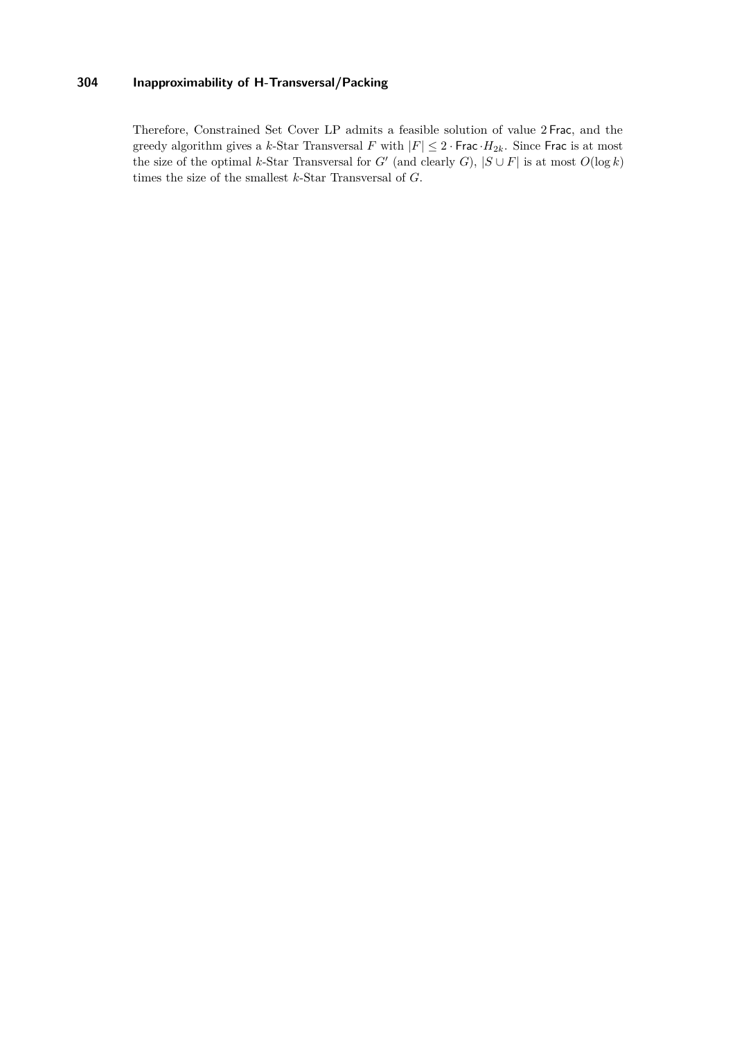Therefore, Constrained Set Cover LP admits a feasible solution of value $2\,\mathsf{Frac}$, and the greedy algorithm gives a $k$-Star Transversal $F$ with $|F| \leq 2 \cdot \mathsf{Frac} \cdot H_{2k}$. Since $\mathsf{Frac}$ is at most the size of the optimal $k$-Star Transversal for $G'$ (and clearly $G$), $|S \cup F|$ is at most $O(\log k)$ times the size of the smallest $k$-Star Transversal of $G$.